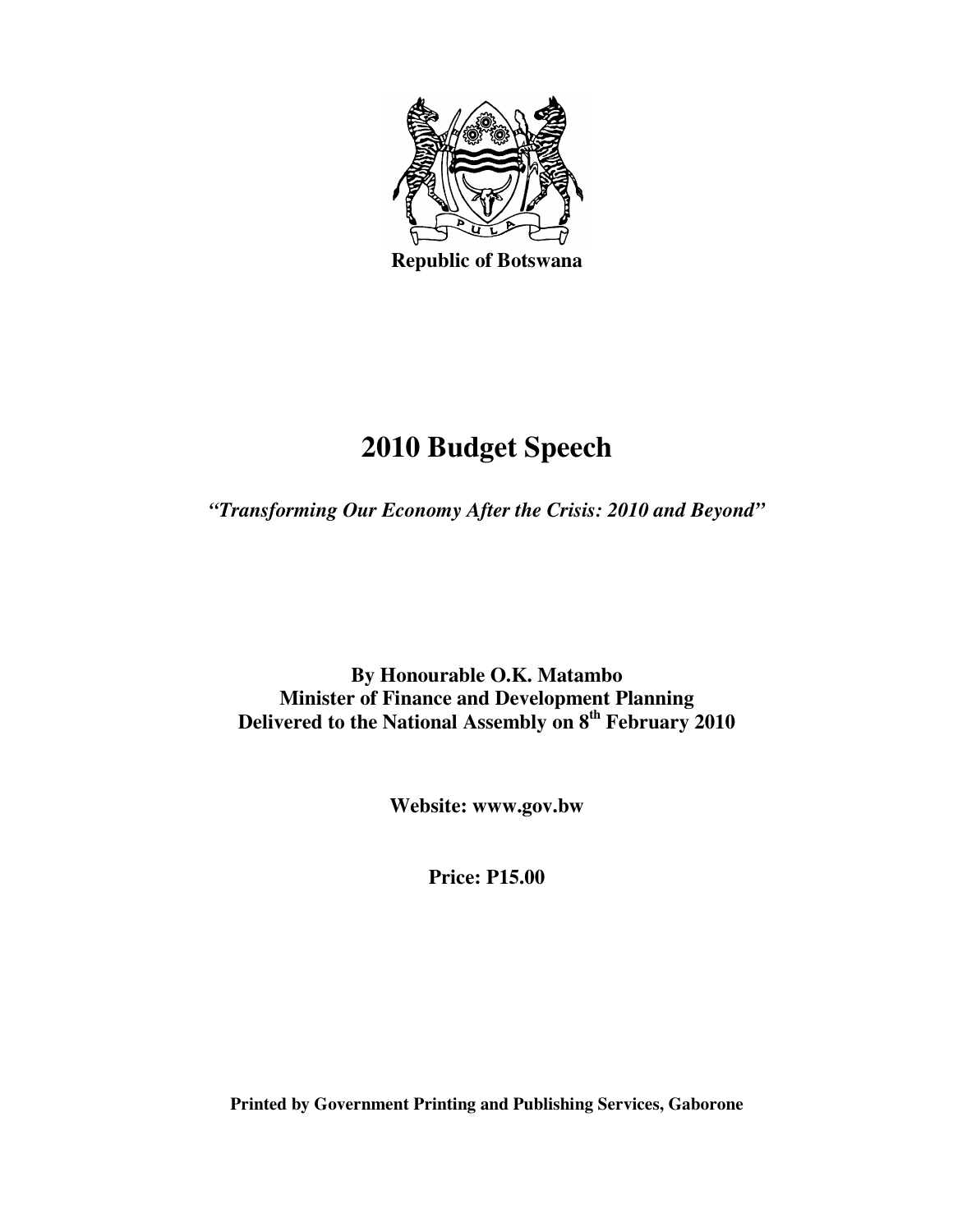**Republic of Botswana**

# 2010 Budget Speech

*"Transforming Our Economy After the Crisis: 2010 and Beyond"*

**By Honourable O.K. Matambo**
**Minister of Finance and Development Planning**
**Delivered to the National Assembly on 8th February 2010**

**Website: www.gov.bw**

**Price: P15.00**

**Printed by Government Printing and Publishing Services, Gaborone**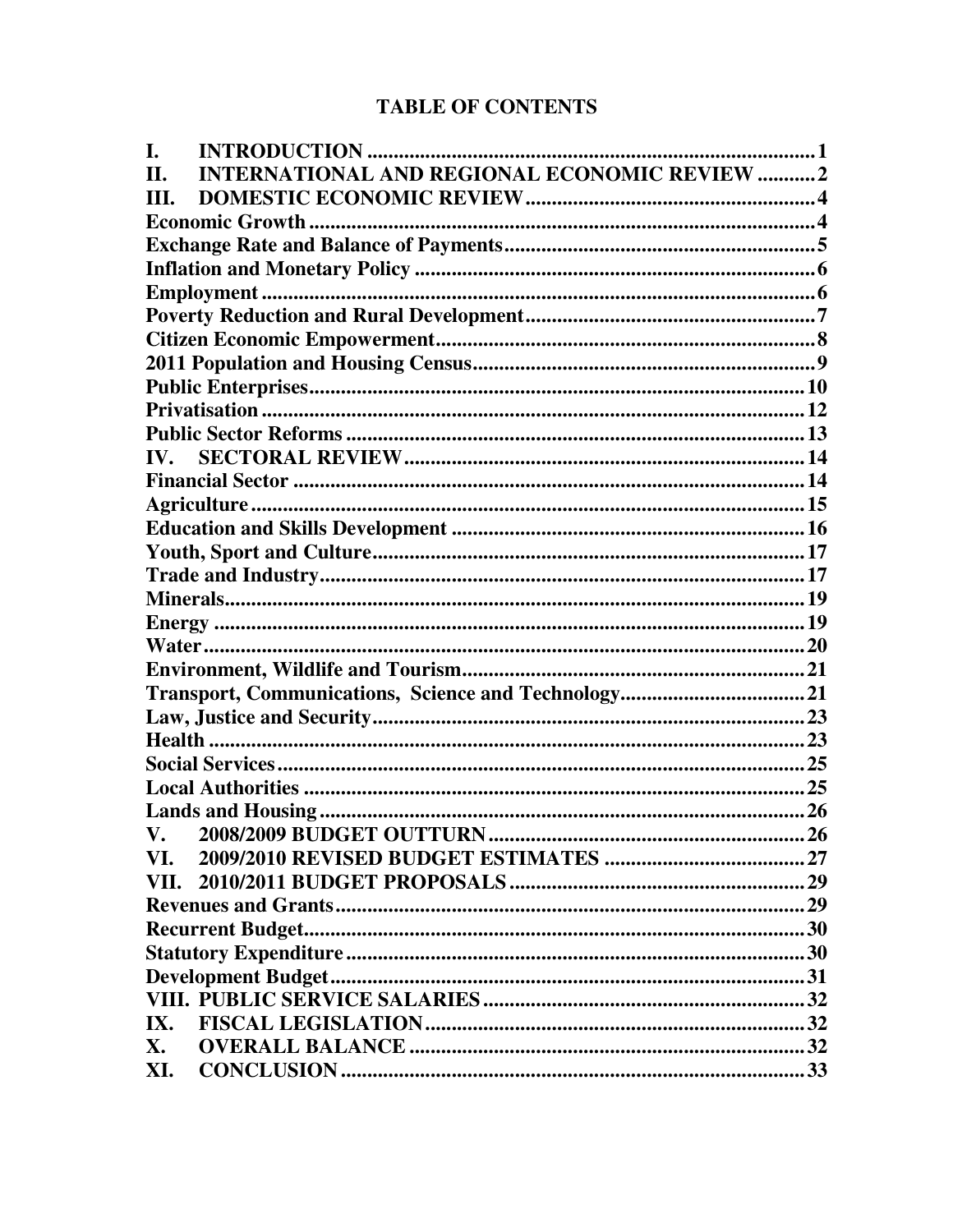# TABLE OF CONTENTS

| | |
|---|---|
| I. INTRODUCTION | 1 |
| II. INTERNATIONAL AND REGIONAL ECONOMIC REVIEW | 2 |
| III. DOMESTIC ECONOMIC REVIEW | 4 |
| Economic Growth | 4 |
| Exchange Rate and Balance of Payments | 5 |
| Inflation and Monetary Policy | 6 |
| Employment | 6 |
| Poverty Reduction and Rural Development | 7 |
| Citizen Economic Empowerment | 8 |
| 2011 Population and Housing Census | 9 |
| Public Enterprises | 10 |
| Privatisation | 12 |
| Public Sector Reforms | 13 |
| IV. SECTORAL REVIEW | 14 |
| Financial Sector | 14 |
| Agriculture | 15 |
| Education and Skills Development | 16 |
| Youth, Sport and Culture | 17 |
| Trade and Industry | 17 |
| Minerals | 19 |
| Energy | 19 |
| Water | 20 |
| Environment, Wildlife and Tourism | 21 |
| Transport, Communications, Science and Technology | 21 |
| Law, Justice and Security | 23 |
| Health | 23 |
| Social Services | 25 |
| Local Authorities | 25 |
| Lands and Housing | 26 |
| V. 2008/2009 BUDGET OUTTURN | 26 |
| VI. 2009/2010 REVISED BUDGET ESTIMATES | 27 |
| VII. 2010/2011 BUDGET PROPOSALS | 29 |
| Revenues and Grants | 29 |
| Recurrent Budget | 30 |
| Statutory Expenditure | 30 |
| Development Budget | 31 |
| VIII. PUBLIC SERVICE SALARIES | 32 |
| IX. FISCAL LEGISLATION | 32 |
| X. OVERALL BALANCE | 32 |
| XI. CONCLUSION | 33 |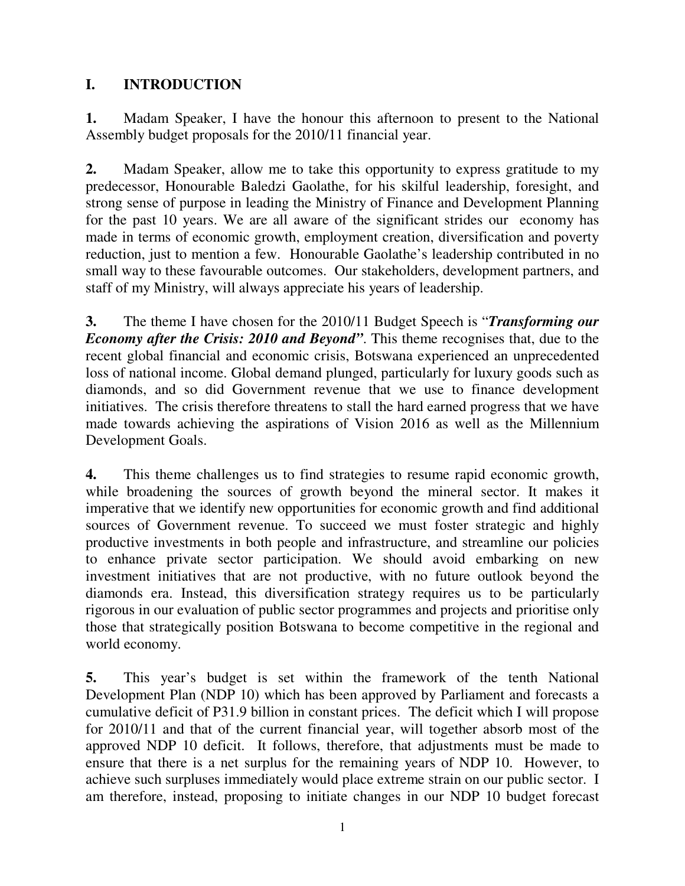## I. INTRODUCTION

**1.** Madam Speaker, I have the honour this afternoon to present to the National Assembly budget proposals for the 2010/11 financial year.

**2.** Madam Speaker, allow me to take this opportunity to express gratitude to my predecessor, Honourable Baledzi Gaolathe, for his skilful leadership, foresight, and strong sense of purpose in leading the Ministry of Finance and Development Planning for the past 10 years. We are all aware of the significant strides our economy has made in terms of economic growth, employment creation, diversification and poverty reduction, just to mention a few. Honourable Gaolathe's leadership contributed in no small way to these favourable outcomes. Our stakeholders, development partners, and staff of my Ministry, will always appreciate his years of leadership.

**3.** The theme I have chosen for the 2010/11 Budget Speech is "***Transforming our Economy after the Crisis: 2010 and Beyond***". This theme recognises that, due to the recent global financial and economic crisis, Botswana experienced an unprecedented loss of national income. Global demand plunged, particularly for luxury goods such as diamonds, and so did Government revenue that we use to finance development initiatives. The crisis therefore threatens to stall the hard earned progress that we have made towards achieving the aspirations of Vision 2016 as well as the Millennium Development Goals.

**4.** This theme challenges us to find strategies to resume rapid economic growth, while broadening the sources of growth beyond the mineral sector. It makes it imperative that we identify new opportunities for economic growth and find additional sources of Government revenue. To succeed we must foster strategic and highly productive investments in both people and infrastructure, and streamline our policies to enhance private sector participation. We should avoid embarking on new investment initiatives that are not productive, with no future outlook beyond the diamonds era. Instead, this diversification strategy requires us to be particularly rigorous in our evaluation of public sector programmes and projects and prioritise only those that strategically position Botswana to become competitive in the regional and world economy.

**5.** This year's budget is set within the framework of the tenth National Development Plan (NDP 10) which has been approved by Parliament and forecasts a cumulative deficit of P31.9 billion in constant prices. The deficit which I will propose for 2010/11 and that of the current financial year, will together absorb most of the approved NDP 10 deficit. It follows, therefore, that adjustments must be made to ensure that there is a net surplus for the remaining years of NDP 10. However, to achieve such surpluses immediately would place extreme strain on our public sector. I am therefore, instead, proposing to initiate changes in our NDP 10 budget forecast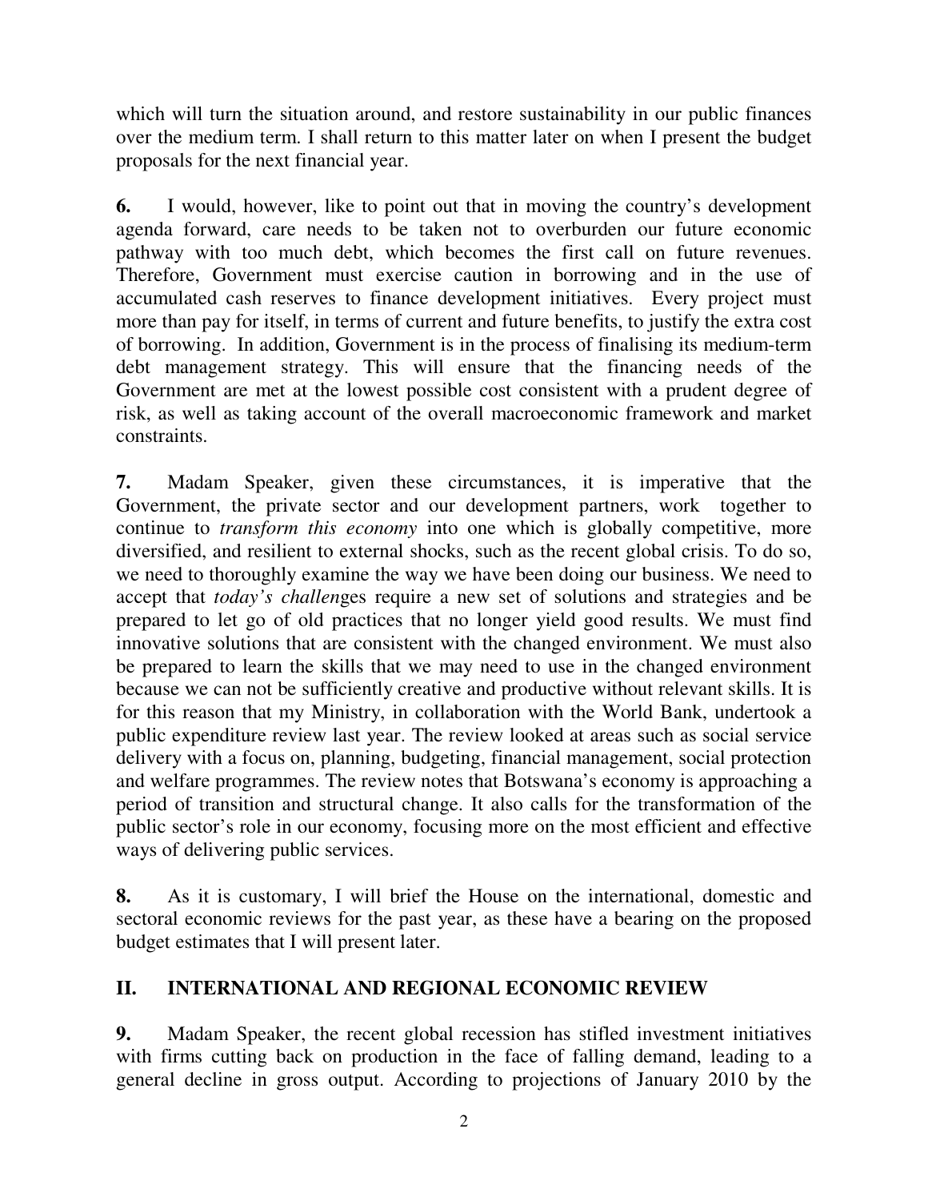which will turn the situation around, and restore sustainability in our public finances over the medium term. I shall return to this matter later on when I present the budget proposals for the next financial year.

**6.** I would, however, like to point out that in moving the country's development agenda forward, care needs to be taken not to overburden our future economic pathway with too much debt, which becomes the first call on future revenues. Therefore, Government must exercise caution in borrowing and in the use of accumulated cash reserves to finance development initiatives. Every project must more than pay for itself, in terms of current and future benefits, to justify the extra cost of borrowing. In addition, Government is in the process of finalising its medium-term debt management strategy. This will ensure that the financing needs of the Government are met at the lowest possible cost consistent with a prudent degree of risk, as well as taking account of the overall macroeconomic framework and market constraints.

**7.** Madam Speaker, given these circumstances, it is imperative that the Government, the private sector and our development partners, work together to continue to *transform this economy* into one which is globally competitive, more diversified, and resilient to external shocks, such as the recent global crisis. To do so, we need to thoroughly examine the way we have been doing our business. We need to accept that *today's challen*ges require a new set of solutions and strategies and be prepared to let go of old practices that no longer yield good results. We must find innovative solutions that are consistent with the changed environment. We must also be prepared to learn the skills that we may need to use in the changed environment because we can not be sufficiently creative and productive without relevant skills. It is for this reason that my Ministry, in collaboration with the World Bank, undertook a public expenditure review last year. The review looked at areas such as social service delivery with a focus on, planning, budgeting, financial management, social protection and welfare programmes. The review notes that Botswana's economy is approaching a period of transition and structural change. It also calls for the transformation of the public sector's role in our economy, focusing more on the most efficient and effective ways of delivering public services.

**8.** As it is customary, I will brief the House on the international, domestic and sectoral economic reviews for the past year, as these have a bearing on the proposed budget estimates that I will present later.

## II. INTERNATIONAL AND REGIONAL ECONOMIC REVIEW

**9.** Madam Speaker, the recent global recession has stifled investment initiatives with firms cutting back on production in the face of falling demand, leading to a general decline in gross output. According to projections of January 2010 by the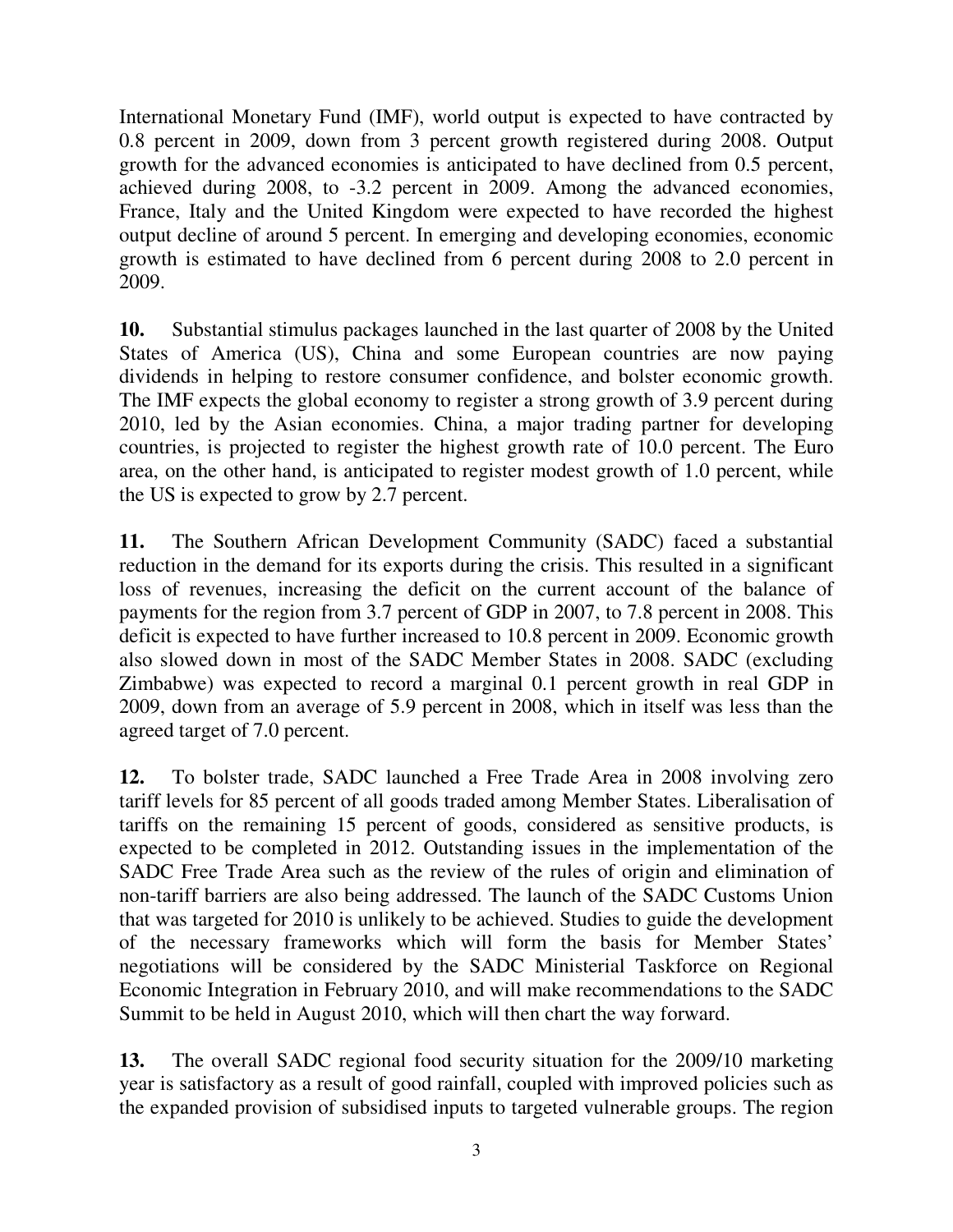International Monetary Fund (IMF), world output is expected to have contracted by 0.8 percent in 2009, down from 3 percent growth registered during 2008. Output growth for the advanced economies is anticipated to have declined from 0.5 percent, achieved during 2008, to -3.2 percent in 2009. Among the advanced economies, France, Italy and the United Kingdom were expected to have recorded the highest output decline of around 5 percent. In emerging and developing economies, economic growth is estimated to have declined from 6 percent during 2008 to 2.0 percent in 2009.

**10.** Substantial stimulus packages launched in the last quarter of 2008 by the United States of America (US), China and some European countries are now paying dividends in helping to restore consumer confidence, and bolster economic growth. The IMF expects the global economy to register a strong growth of 3.9 percent during 2010, led by the Asian economies. China, a major trading partner for developing countries, is projected to register the highest growth rate of 10.0 percent. The Euro area, on the other hand, is anticipated to register modest growth of 1.0 percent, while the US is expected to grow by 2.7 percent.

**11.** The Southern African Development Community (SADC) faced a substantial reduction in the demand for its exports during the crisis. This resulted in a significant loss of revenues, increasing the deficit on the current account of the balance of payments for the region from 3.7 percent of GDP in 2007, to 7.8 percent in 2008. This deficit is expected to have further increased to 10.8 percent in 2009. Economic growth also slowed down in most of the SADC Member States in 2008. SADC (excluding Zimbabwe) was expected to record a marginal 0.1 percent growth in real GDP in 2009, down from an average of 5.9 percent in 2008, which in itself was less than the agreed target of 7.0 percent.

**12.** To bolster trade, SADC launched a Free Trade Area in 2008 involving zero tariff levels for 85 percent of all goods traded among Member States. Liberalisation of tariffs on the remaining 15 percent of goods, considered as sensitive products, is expected to be completed in 2012. Outstanding issues in the implementation of the SADC Free Trade Area such as the review of the rules of origin and elimination of non-tariff barriers are also being addressed. The launch of the SADC Customs Union that was targeted for 2010 is unlikely to be achieved. Studies to guide the development of the necessary frameworks which will form the basis for Member States' negotiations will be considered by the SADC Ministerial Taskforce on Regional Economic Integration in February 2010, and will make recommendations to the SADC Summit to be held in August 2010, which will then chart the way forward.

**13.** The overall SADC regional food security situation for the 2009/10 marketing year is satisfactory as a result of good rainfall, coupled with improved policies such as the expanded provision of subsidised inputs to targeted vulnerable groups. The region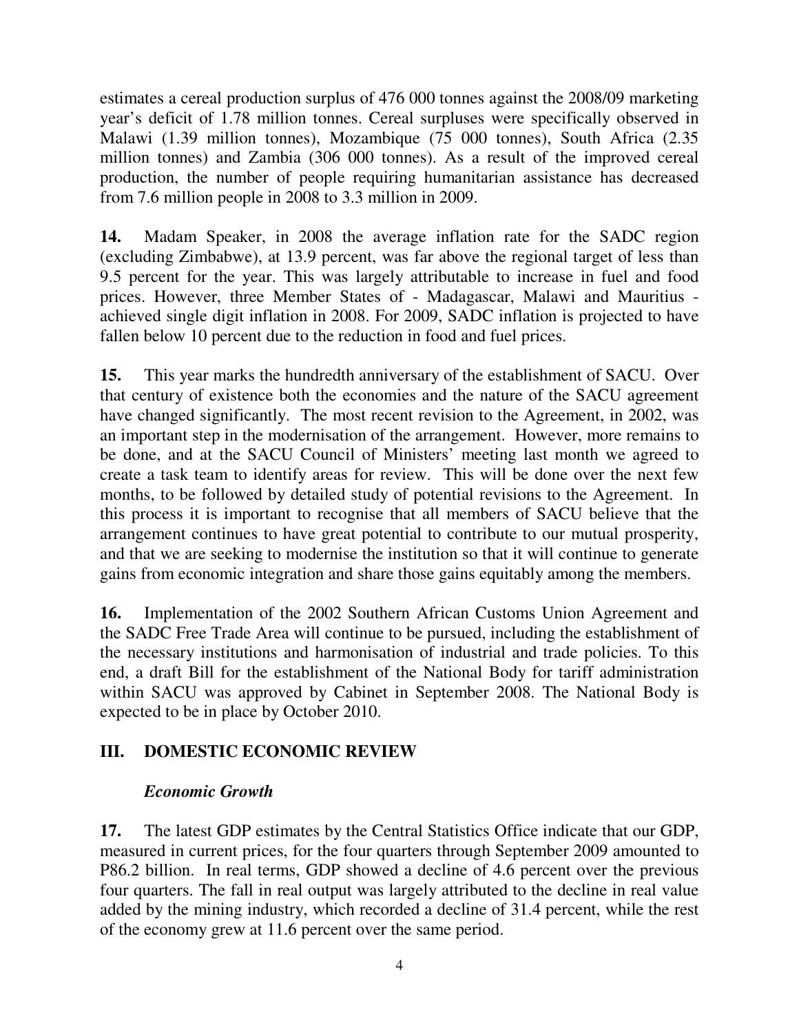estimates a cereal production surplus of 476 000 tonnes against the 2008/09 marketing year's deficit of 1.78 million tonnes. Cereal surpluses were specifically observed in Malawi (1.39 million tonnes), Mozambique (75 000 tonnes), South Africa (2.35 million tonnes) and Zambia (306 000 tonnes). As a result of the improved cereal production, the number of people requiring humanitarian assistance has decreased from 7.6 million people in 2008 to 3.3 million in 2009.

**14.** Madam Speaker, in 2008 the average inflation rate for the SADC region (excluding Zimbabwe), at 13.9 percent, was far above the regional target of less than 9.5 percent for the year. This was largely attributable to increase in fuel and food prices. However, three Member States of - Madagascar, Malawi and Mauritius - achieved single digit inflation in 2008. For 2009, SADC inflation is projected to have fallen below 10 percent due to the reduction in food and fuel prices.

**15.** This year marks the hundredth anniversary of the establishment of SACU. Over that century of existence both the economies and the nature of the SACU agreement have changed significantly. The most recent revision to the Agreement, in 2002, was an important step in the modernisation of the arrangement. However, more remains to be done, and at the SACU Council of Ministers' meeting last month we agreed to create a task team to identify areas for review. This will be done over the next few months, to be followed by detailed study of potential revisions to the Agreement. In this process it is important to recognise that all members of SACU believe that the arrangement continues to have great potential to contribute to our mutual prosperity, and that we are seeking to modernise the institution so that it will continue to generate gains from economic integration and share those gains equitably among the members.

**16.** Implementation of the 2002 Southern African Customs Union Agreement and the SADC Free Trade Area will continue to be pursued, including the establishment of the necessary institutions and harmonisation of industrial and trade policies. To this end, a draft Bill for the establishment of the National Body for tariff administration within SACU was approved by Cabinet in September 2008. The National Body is expected to be in place by October 2010.

## III. DOMESTIC ECONOMIC REVIEW

### *Economic Growth*

**17.** The latest GDP estimates by the Central Statistics Office indicate that our GDP, measured in current prices, for the four quarters through September 2009 amounted to P86.2 billion. In real terms, GDP showed a decline of 4.6 percent over the previous four quarters. The fall in real output was largely attributed to the decline in real value added by the mining industry, which recorded a decline of 31.4 percent, while the rest of the economy grew at 11.6 percent over the same period.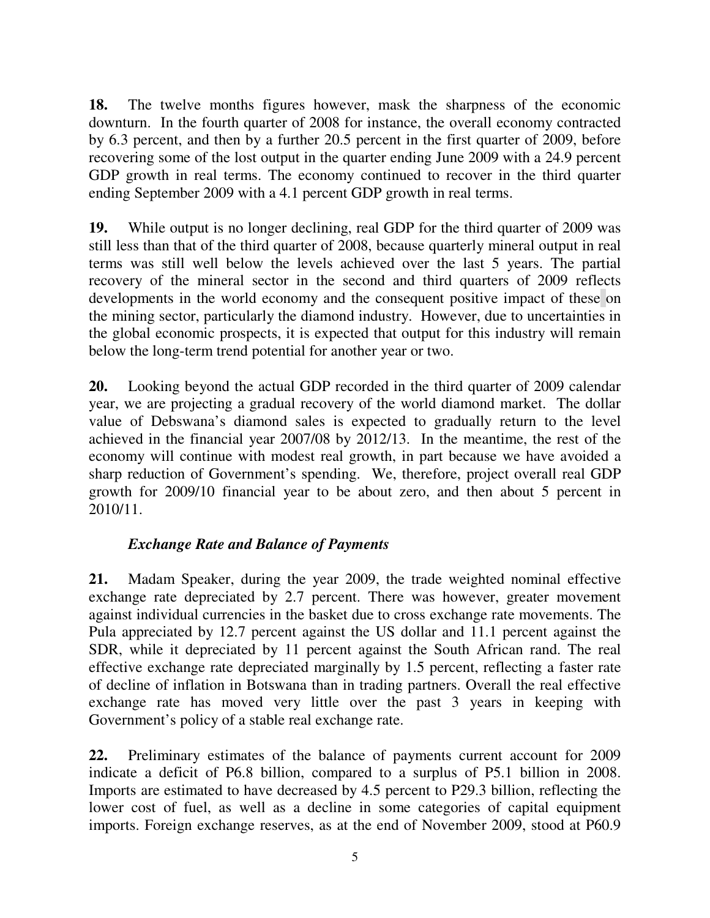**18.** The twelve months figures however, mask the sharpness of the economic downturn. In the fourth quarter of 2008 for instance, the overall economy contracted by 6.3 percent, and then by a further 20.5 percent in the first quarter of 2009, before recovering some of the lost output in the quarter ending June 2009 with a 24.9 percent GDP growth in real terms. The economy continued to recover in the third quarter ending September 2009 with a 4.1 percent GDP growth in real terms.

**19.** While output is no longer declining, real GDP for the third quarter of 2009 was still less than that of the third quarter of 2008, because quarterly mineral output in real terms was still well below the levels achieved over the last 5 years. The partial recovery of the mineral sector in the second and third quarters of 2009 reflects developments in the world economy and the consequent positive impact of these on the mining sector, particularly the diamond industry. However, due to uncertainties in the global economic prospects, it is expected that output for this industry will remain below the long-term trend potential for another year or two.

**20.** Looking beyond the actual GDP recorded in the third quarter of 2009 calendar year, we are projecting a gradual recovery of the world diamond market. The dollar value of Debswana's diamond sales is expected to gradually return to the level achieved in the financial year 2007/08 by 2012/13. In the meantime, the rest of the economy will continue with modest real growth, in part because we have avoided a sharp reduction of Government's spending. We, therefore, project overall real GDP growth for 2009/10 financial year to be about zero, and then about 5 percent in 2010/11.

### *Exchange Rate and Balance of Payments*

**21.** Madam Speaker, during the year 2009, the trade weighted nominal effective exchange rate depreciated by 2.7 percent. There was however, greater movement against individual currencies in the basket due to cross exchange rate movements. The Pula appreciated by 12.7 percent against the US dollar and 11.1 percent against the SDR, while it depreciated by 11 percent against the South African rand. The real effective exchange rate depreciated marginally by 1.5 percent, reflecting a faster rate of decline of inflation in Botswana than in trading partners. Overall the real effective exchange rate has moved very little over the past 3 years in keeping with Government's policy of a stable real exchange rate.

**22.** Preliminary estimates of the balance of payments current account for 2009 indicate a deficit of P6.8 billion, compared to a surplus of P5.1 billion in 2008. Imports are estimated to have decreased by 4.5 percent to P29.3 billion, reflecting the lower cost of fuel, as well as a decline in some categories of capital equipment imports. Foreign exchange reserves, as at the end of November 2009, stood at P60.9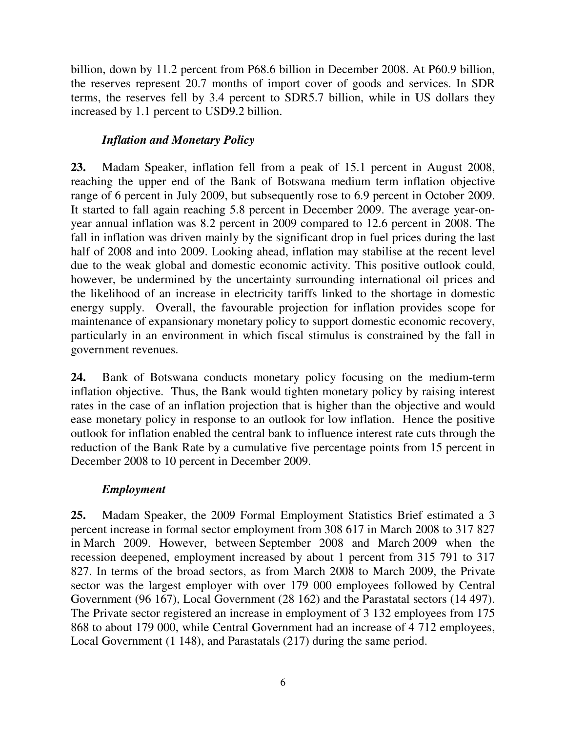billion, down by 11.2 percent from P68.6 billion in December 2008. At P60.9 billion, the reserves represent 20.7 months of import cover of goods and services. In SDR terms, the reserves fell by 3.4 percent to SDR5.7 billion, while in US dollars they increased by 1.1 percent to USD9.2 billion.

### *Inflation and Monetary Policy*

**23.** Madam Speaker, inflation fell from a peak of 15.1 percent in August 2008, reaching the upper end of the Bank of Botswana medium term inflation objective range of 6 percent in July 2009, but subsequently rose to 6.9 percent in October 2009. It started to fall again reaching 5.8 percent in December 2009. The average year-on-year annual inflation was 8.2 percent in 2009 compared to 12.6 percent in 2008. The fall in inflation was driven mainly by the significant drop in fuel prices during the last half of 2008 and into 2009. Looking ahead, inflation may stabilise at the recent level due to the weak global and domestic economic activity. This positive outlook could, however, be undermined by the uncertainty surrounding international oil prices and the likelihood of an increase in electricity tariffs linked to the shortage in domestic energy supply. Overall, the favourable projection for inflation provides scope for maintenance of expansionary monetary policy to support domestic economic recovery, particularly in an environment in which fiscal stimulus is constrained by the fall in government revenues.

**24.** Bank of Botswana conducts monetary policy focusing on the medium-term inflation objective. Thus, the Bank would tighten monetary policy by raising interest rates in the case of an inflation projection that is higher than the objective and would ease monetary policy in response to an outlook for low inflation. Hence the positive outlook for inflation enabled the central bank to influence interest rate cuts through the reduction of the Bank Rate by a cumulative five percentage points from 15 percent in December 2008 to 10 percent in December 2009.

### *Employment*

**25.** Madam Speaker, the 2009 Formal Employment Statistics Brief estimated a 3 percent increase in formal sector employment from 308 617 in March 2008 to 317 827 in March 2009. However, between September 2008 and March 2009 when the recession deepened, employment increased by about 1 percent from 315 791 to 317 827. In terms of the broad sectors, as from March 2008 to March 2009, the Private sector was the largest employer with over 179 000 employees followed by Central Government (96 167), Local Government (28 162) and the Parastatal sectors (14 497). The Private sector registered an increase in employment of 3 132 employees from 175 868 to about 179 000, while Central Government had an increase of 4 712 employees, Local Government (1 148), and Parastatals (217) during the same period.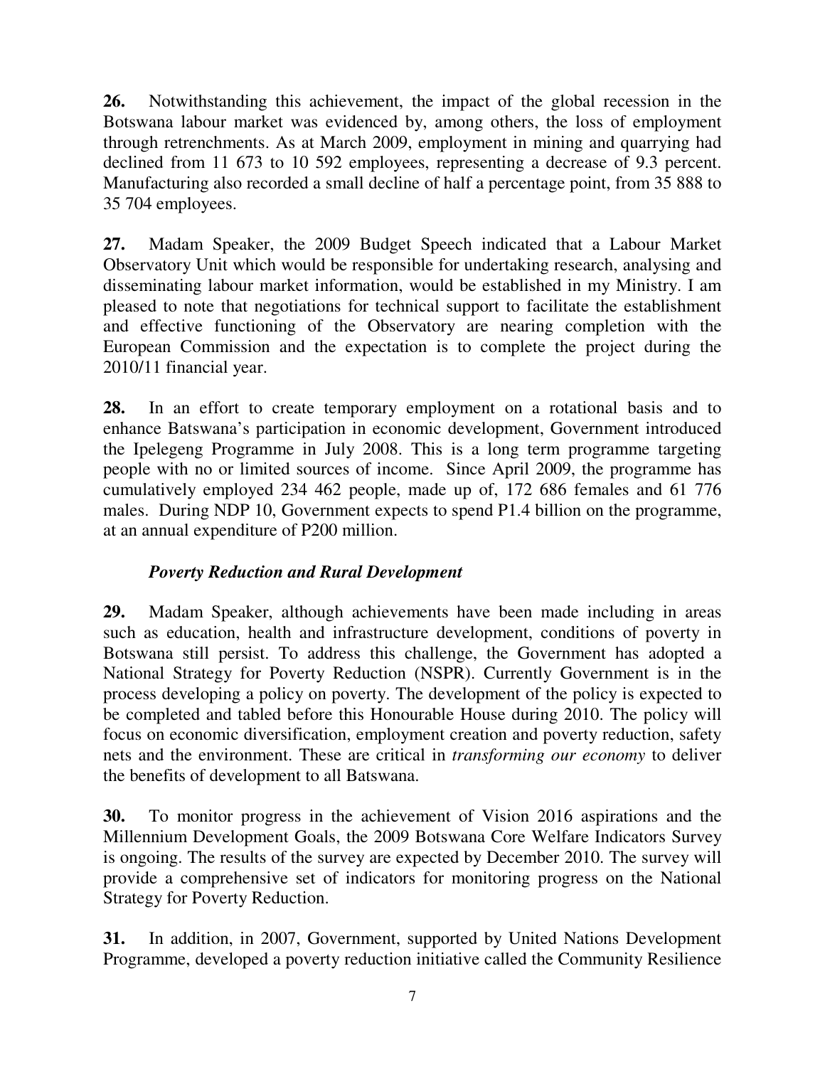**26.** Notwithstanding this achievement, the impact of the global recession in the Botswana labour market was evidenced by, among others, the loss of employment through retrenchments. As at March 2009, employment in mining and quarrying had declined from 11 673 to 10 592 employees, representing a decrease of 9.3 percent. Manufacturing also recorded a small decline of half a percentage point, from 35 888 to 35 704 employees.

**27.** Madam Speaker, the 2009 Budget Speech indicated that a Labour Market Observatory Unit which would be responsible for undertaking research, analysing and disseminating labour market information, would be established in my Ministry. I am pleased to note that negotiations for technical support to facilitate the establishment and effective functioning of the Observatory are nearing completion with the European Commission and the expectation is to complete the project during the 2010/11 financial year.

**28.** In an effort to create temporary employment on a rotational basis and to enhance Batswana's participation in economic development, Government introduced the Ipelegeng Programme in July 2008. This is a long term programme targeting people with no or limited sources of income. Since April 2009, the programme has cumulatively employed 234 462 people, made up of, 172 686 females and 61 776 males. During NDP 10, Government expects to spend P1.4 billion on the programme, at an annual expenditure of P200 million.

### *Poverty Reduction and Rural Development*

**29.** Madam Speaker, although achievements have been made including in areas such as education, health and infrastructure development, conditions of poverty in Botswana still persist. To address this challenge, the Government has adopted a National Strategy for Poverty Reduction (NSPR). Currently Government is in the process developing a policy on poverty. The development of the policy is expected to be completed and tabled before this Honourable House during 2010. The policy will focus on economic diversification, employment creation and poverty reduction, safety nets and the environment. These are critical in *transforming our economy* to deliver the benefits of development to all Batswana.

**30.** To monitor progress in the achievement of Vision 2016 aspirations and the Millennium Development Goals, the 2009 Botswana Core Welfare Indicators Survey is ongoing. The results of the survey are expected by December 2010. The survey will provide a comprehensive set of indicators for monitoring progress on the National Strategy for Poverty Reduction.

**31.** In addition, in 2007, Government, supported by United Nations Development Programme, developed a poverty reduction initiative called the Community Resilience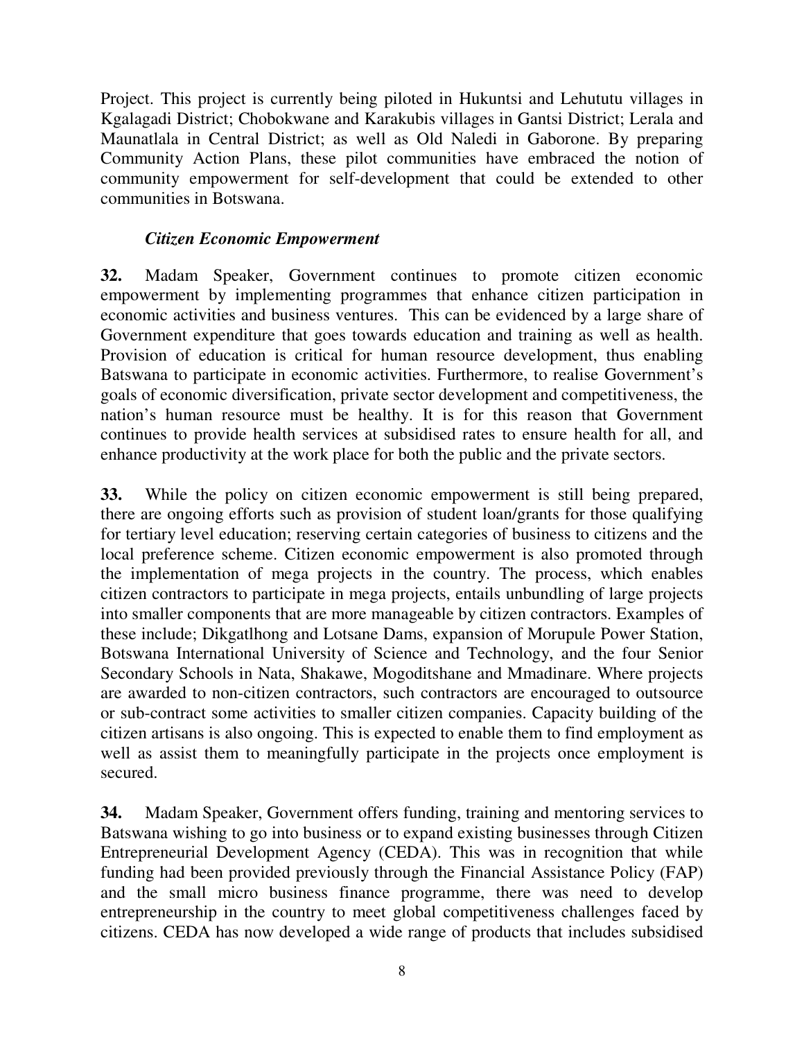Project. This project is currently being piloted in Hukuntsi and Lehututu villages in Kgalagadi District; Chobokwane and Karakubis villages in Gantsi District; Lerala and Maunatlala in Central District; as well as Old Naledi in Gaborone. By preparing Community Action Plans, these pilot communities have embraced the notion of community empowerment for self-development that could be extended to other communities in Botswana.

### *Citizen Economic Empowerment*

**32.** Madam Speaker, Government continues to promote citizen economic empowerment by implementing programmes that enhance citizen participation in economic activities and business ventures. This can be evidenced by a large share of Government expenditure that goes towards education and training as well as health. Provision of education is critical for human resource development, thus enabling Batswana to participate in economic activities. Furthermore, to realise Government's goals of economic diversification, private sector development and competitiveness, the nation's human resource must be healthy. It is for this reason that Government continues to provide health services at subsidised rates to ensure health for all, and enhance productivity at the work place for both the public and the private sectors.

**33.** While the policy on citizen economic empowerment is still being prepared, there are ongoing efforts such as provision of student loan/grants for those qualifying for tertiary level education; reserving certain categories of business to citizens and the local preference scheme. Citizen economic empowerment is also promoted through the implementation of mega projects in the country. The process, which enables citizen contractors to participate in mega projects, entails unbundling of large projects into smaller components that are more manageable by citizen contractors. Examples of these include; Dikgatlhong and Lotsane Dams, expansion of Morupule Power Station, Botswana International University of Science and Technology, and the four Senior Secondary Schools in Nata, Shakawe, Mogoditshane and Mmadinare. Where projects are awarded to non-citizen contractors, such contractors are encouraged to outsource or sub-contract some activities to smaller citizen companies. Capacity building of the citizen artisans is also ongoing. This is expected to enable them to find employment as well as assist them to meaningfully participate in the projects once employment is secured.

**34.** Madam Speaker, Government offers funding, training and mentoring services to Batswana wishing to go into business or to expand existing businesses through Citizen Entrepreneurial Development Agency (CEDA). This was in recognition that while funding had been provided previously through the Financial Assistance Policy (FAP) and the small micro business finance programme, there was need to develop entrepreneurship in the country to meet global competitiveness challenges faced by citizens. CEDA has now developed a wide range of products that includes subsidised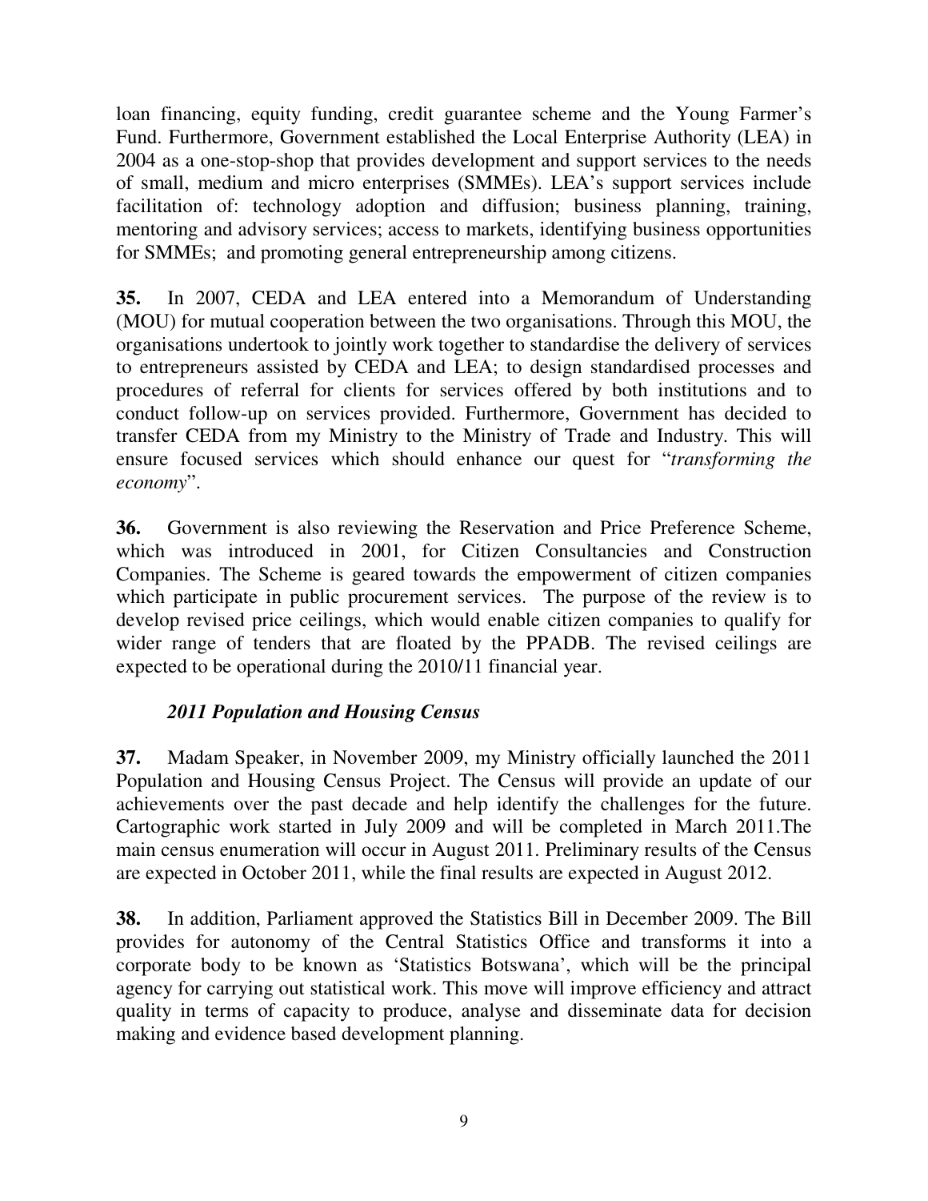loan financing, equity funding, credit guarantee scheme and the Young Farmer's Fund. Furthermore, Government established the Local Enterprise Authority (LEA) in 2004 as a one-stop-shop that provides development and support services to the needs of small, medium and micro enterprises (SMMEs). LEA's support services include facilitation of: technology adoption and diffusion; business planning, training, mentoring and advisory services; access to markets, identifying business opportunities for SMMEs; and promoting general entrepreneurship among citizens.

**35.** In 2007, CEDA and LEA entered into a Memorandum of Understanding (MOU) for mutual cooperation between the two organisations. Through this MOU, the organisations undertook to jointly work together to standardise the delivery of services to entrepreneurs assisted by CEDA and LEA; to design standardised processes and procedures of referral for clients for services offered by both institutions and to conduct follow-up on services provided. Furthermore, Government has decided to transfer CEDA from my Ministry to the Ministry of Trade and Industry. This will ensure focused services which should enhance our quest for "*transforming the economy*".

**36.** Government is also reviewing the Reservation and Price Preference Scheme, which was introduced in 2001, for Citizen Consultancies and Construction Companies. The Scheme is geared towards the empowerment of citizen companies which participate in public procurement services. The purpose of the review is to develop revised price ceilings, which would enable citizen companies to qualify for wider range of tenders that are floated by the PPADB. The revised ceilings are expected to be operational during the 2010/11 financial year.

### *2011 Population and Housing Census*

**37.** Madam Speaker, in November 2009, my Ministry officially launched the 2011 Population and Housing Census Project. The Census will provide an update of our achievements over the past decade and help identify the challenges for the future. Cartographic work started in July 2009 and will be completed in March 2011.The main census enumeration will occur in August 2011. Preliminary results of the Census are expected in October 2011, while the final results are expected in August 2012.

**38.** In addition, Parliament approved the Statistics Bill in December 2009. The Bill provides for autonomy of the Central Statistics Office and transforms it into a corporate body to be known as 'Statistics Botswana', which will be the principal agency for carrying out statistical work. This move will improve efficiency and attract quality in terms of capacity to produce, analyse and disseminate data for decision making and evidence based development planning.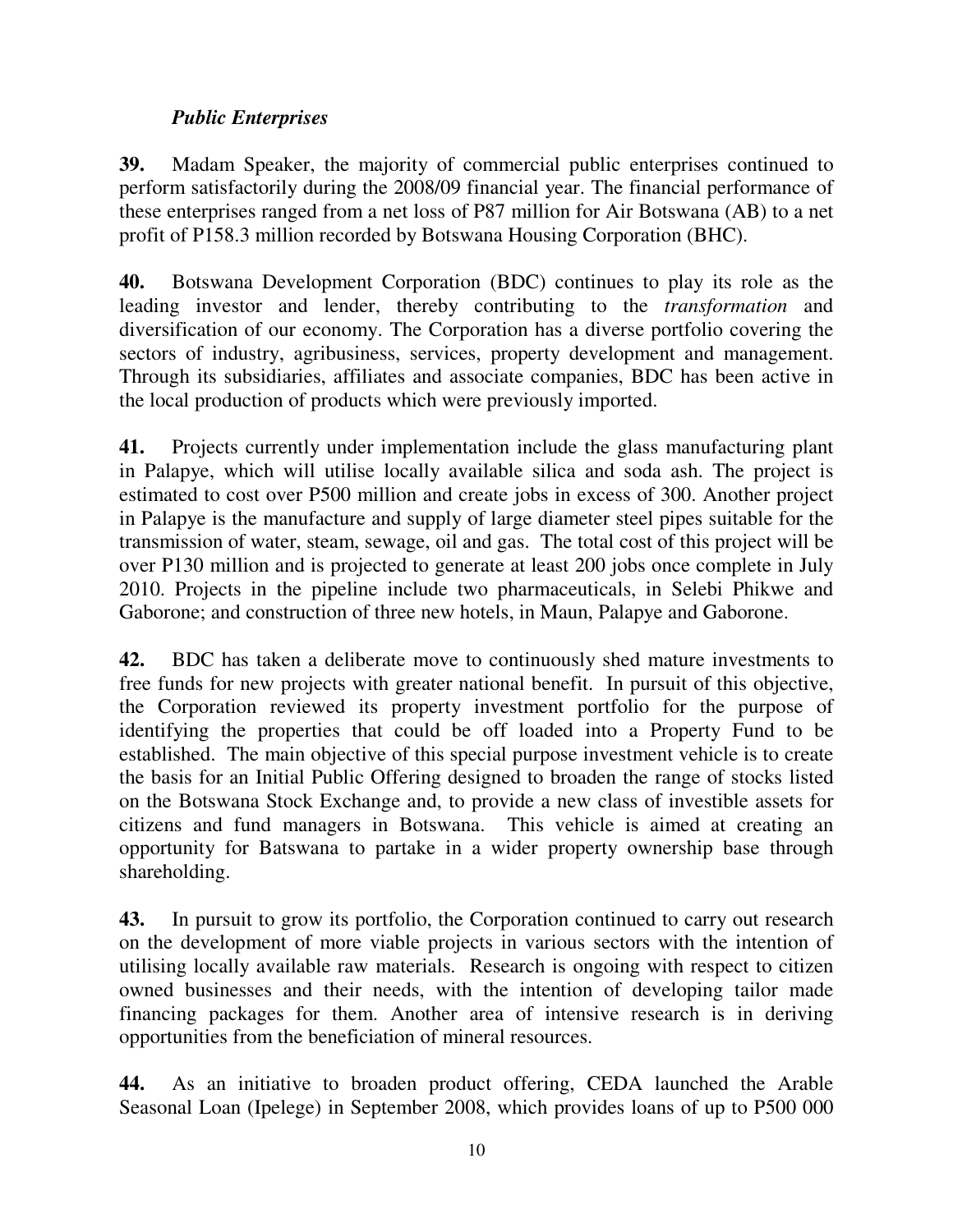### *Public Enterprises*

**39.** Madam Speaker, the majority of commercial public enterprises continued to perform satisfactorily during the 2008/09 financial year. The financial performance of these enterprises ranged from a net loss of P87 million for Air Botswana (AB) to a net profit of P158.3 million recorded by Botswana Housing Corporation (BHC).

**40.** Botswana Development Corporation (BDC) continues to play its role as the leading investor and lender, thereby contributing to the *transformation* and diversification of our economy. The Corporation has a diverse portfolio covering the sectors of industry, agribusiness, services, property development and management. Through its subsidiaries, affiliates and associate companies, BDC has been active in the local production of products which were previously imported.

**41.** Projects currently under implementation include the glass manufacturing plant in Palapye, which will utilise locally available silica and soda ash. The project is estimated to cost over P500 million and create jobs in excess of 300. Another project in Palapye is the manufacture and supply of large diameter steel pipes suitable for the transmission of water, steam, sewage, oil and gas. The total cost of this project will be over P130 million and is projected to generate at least 200 jobs once complete in July 2010. Projects in the pipeline include two pharmaceuticals, in Selebi Phikwe and Gaborone; and construction of three new hotels, in Maun, Palapye and Gaborone.

**42.** BDC has taken a deliberate move to continuously shed mature investments to free funds for new projects with greater national benefit. In pursuit of this objective, the Corporation reviewed its property investment portfolio for the purpose of identifying the properties that could be off loaded into a Property Fund to be established. The main objective of this special purpose investment vehicle is to create the basis for an Initial Public Offering designed to broaden the range of stocks listed on the Botswana Stock Exchange and, to provide a new class of investible assets for citizens and fund managers in Botswana. This vehicle is aimed at creating an opportunity for Batswana to partake in a wider property ownership base through shareholding.

**43.** In pursuit to grow its portfolio, the Corporation continued to carry out research on the development of more viable projects in various sectors with the intention of utilising locally available raw materials. Research is ongoing with respect to citizen owned businesses and their needs, with the intention of developing tailor made financing packages for them. Another area of intensive research is in deriving opportunities from the beneficiation of mineral resources.

**44.** As an initiative to broaden product offering, CEDA launched the Arable Seasonal Loan (Ipelege) in September 2008, which provides loans of up to P500 000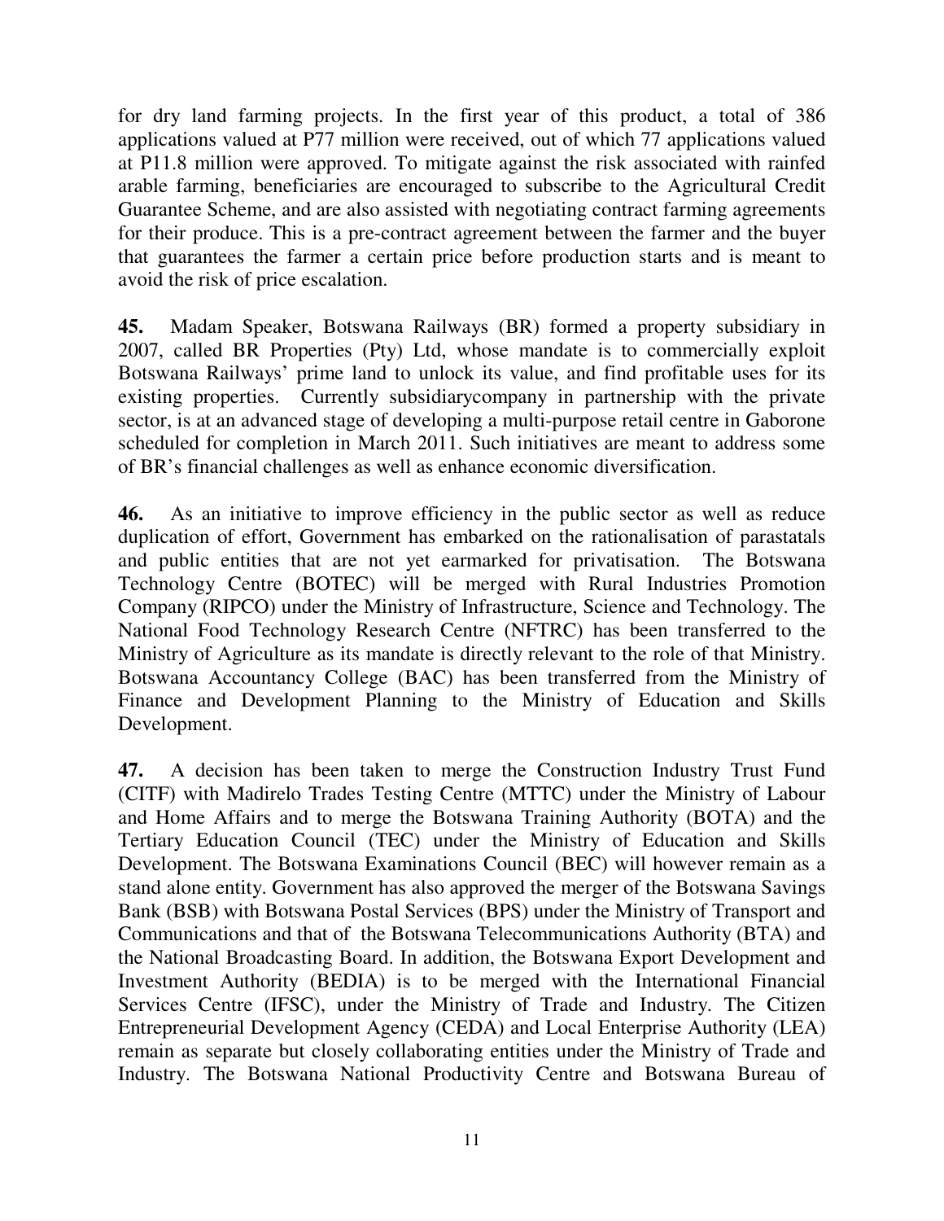for dry land farming projects. In the first year of this product, a total of 386 applications valued at P77 million were received, out of which 77 applications valued at P11.8 million were approved. To mitigate against the risk associated with rainfed arable farming, beneficiaries are encouraged to subscribe to the Agricultural Credit Guarantee Scheme, and are also assisted with negotiating contract farming agreements for their produce. This is a pre-contract agreement between the farmer and the buyer that guarantees the farmer a certain price before production starts and is meant to avoid the risk of price escalation.

**45.** Madam Speaker, Botswana Railways (BR) formed a property subsidiary in 2007, called BR Properties (Pty) Ltd, whose mandate is to commercially exploit Botswana Railways' prime land to unlock its value, and find profitable uses for its existing properties. Currently subsidiarycompany in partnership with the private sector, is at an advanced stage of developing a multi-purpose retail centre in Gaborone scheduled for completion in March 2011. Such initiatives are meant to address some of BR's financial challenges as well as enhance economic diversification.

**46.** As an initiative to improve efficiency in the public sector as well as reduce duplication of effort, Government has embarked on the rationalisation of parastatals and public entities that are not yet earmarked for privatisation. The Botswana Technology Centre (BOTEC) will be merged with Rural Industries Promotion Company (RIPCO) under the Ministry of Infrastructure, Science and Technology. The National Food Technology Research Centre (NFTRC) has been transferred to the Ministry of Agriculture as its mandate is directly relevant to the role of that Ministry. Botswana Accountancy College (BAC) has been transferred from the Ministry of Finance and Development Planning to the Ministry of Education and Skills Development.

**47.** A decision has been taken to merge the Construction Industry Trust Fund (CITF) with Madirelo Trades Testing Centre (MTTC) under the Ministry of Labour and Home Affairs and to merge the Botswana Training Authority (BOTA) and the Tertiary Education Council (TEC) under the Ministry of Education and Skills Development. The Botswana Examinations Council (BEC) will however remain as a stand alone entity. Government has also approved the merger of the Botswana Savings Bank (BSB) with Botswana Postal Services (BPS) under the Ministry of Transport and Communications and that of the Botswana Telecommunications Authority (BTA) and the National Broadcasting Board. In addition, the Botswana Export Development and Investment Authority (BEDIA) is to be merged with the International Financial Services Centre (IFSC), under the Ministry of Trade and Industry. The Citizen Entrepreneurial Development Agency (CEDA) and Local Enterprise Authority (LEA) remain as separate but closely collaborating entities under the Ministry of Trade and Industry. The Botswana National Productivity Centre and Botswana Bureau of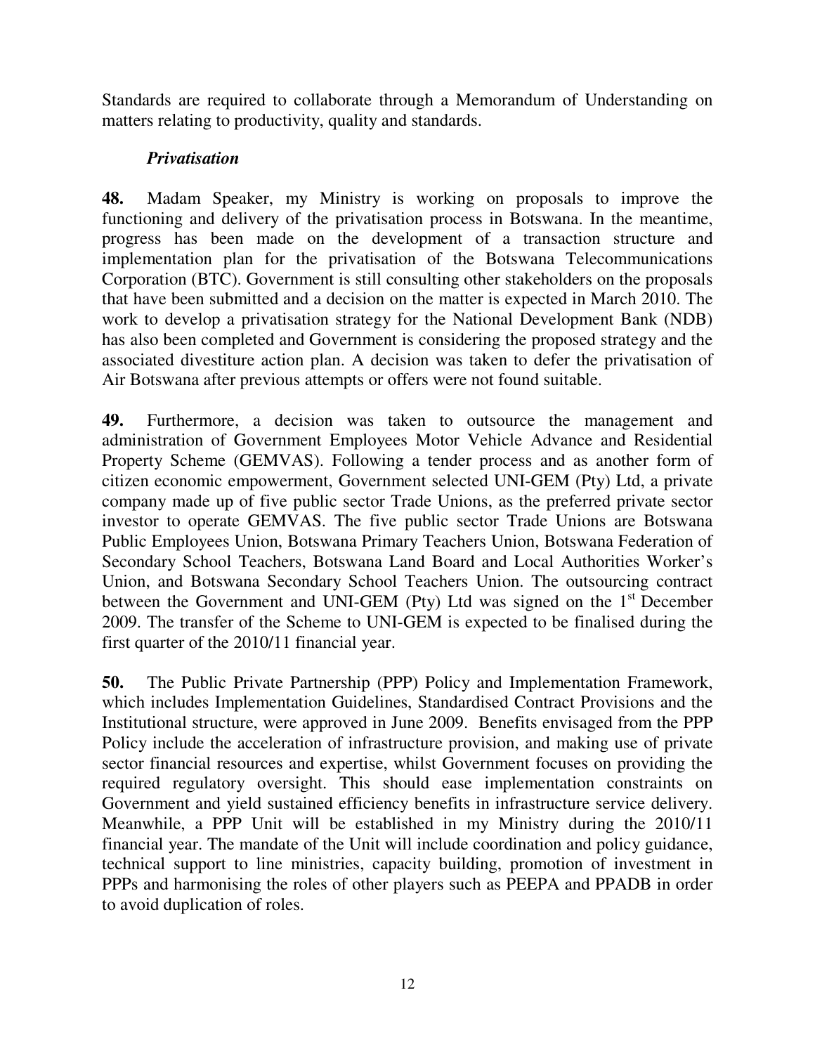Standards are required to collaborate through a Memorandum of Understanding on matters relating to productivity, quality and standards.

### *Privatisation*

**48.** Madam Speaker, my Ministry is working on proposals to improve the functioning and delivery of the privatisation process in Botswana. In the meantime, progress has been made on the development of a transaction structure and implementation plan for the privatisation of the Botswana Telecommunications Corporation (BTC). Government is still consulting other stakeholders on the proposals that have been submitted and a decision on the matter is expected in March 2010. The work to develop a privatisation strategy for the National Development Bank (NDB) has also been completed and Government is considering the proposed strategy and the associated divestiture action plan. A decision was taken to defer the privatisation of Air Botswana after previous attempts or offers were not found suitable.

**49.** Furthermore, a decision was taken to outsource the management and administration of Government Employees Motor Vehicle Advance and Residential Property Scheme (GEMVAS). Following a tender process and as another form of citizen economic empowerment, Government selected UNI-GEM (Pty) Ltd, a private company made up of five public sector Trade Unions, as the preferred private sector investor to operate GEMVAS. The five public sector Trade Unions are Botswana Public Employees Union, Botswana Primary Teachers Union, Botswana Federation of Secondary School Teachers, Botswana Land Board and Local Authorities Worker's Union, and Botswana Secondary School Teachers Union. The outsourcing contract between the Government and UNI-GEM (Pty) Ltd was signed on the 1st December 2009. The transfer of the Scheme to UNI-GEM is expected to be finalised during the first quarter of the 2010/11 financial year.

**50.** The Public Private Partnership (PPP) Policy and Implementation Framework, which includes Implementation Guidelines, Standardised Contract Provisions and the Institutional structure, were approved in June 2009. Benefits envisaged from the PPP Policy include the acceleration of infrastructure provision, and making use of private sector financial resources and expertise, whilst Government focuses on providing the required regulatory oversight. This should ease implementation constraints on Government and yield sustained efficiency benefits in infrastructure service delivery. Meanwhile, a PPP Unit will be established in my Ministry during the 2010/11 financial year. The mandate of the Unit will include coordination and policy guidance, technical support to line ministries, capacity building, promotion of investment in PPPs and harmonising the roles of other players such as PEEPA and PPADB in order to avoid duplication of roles.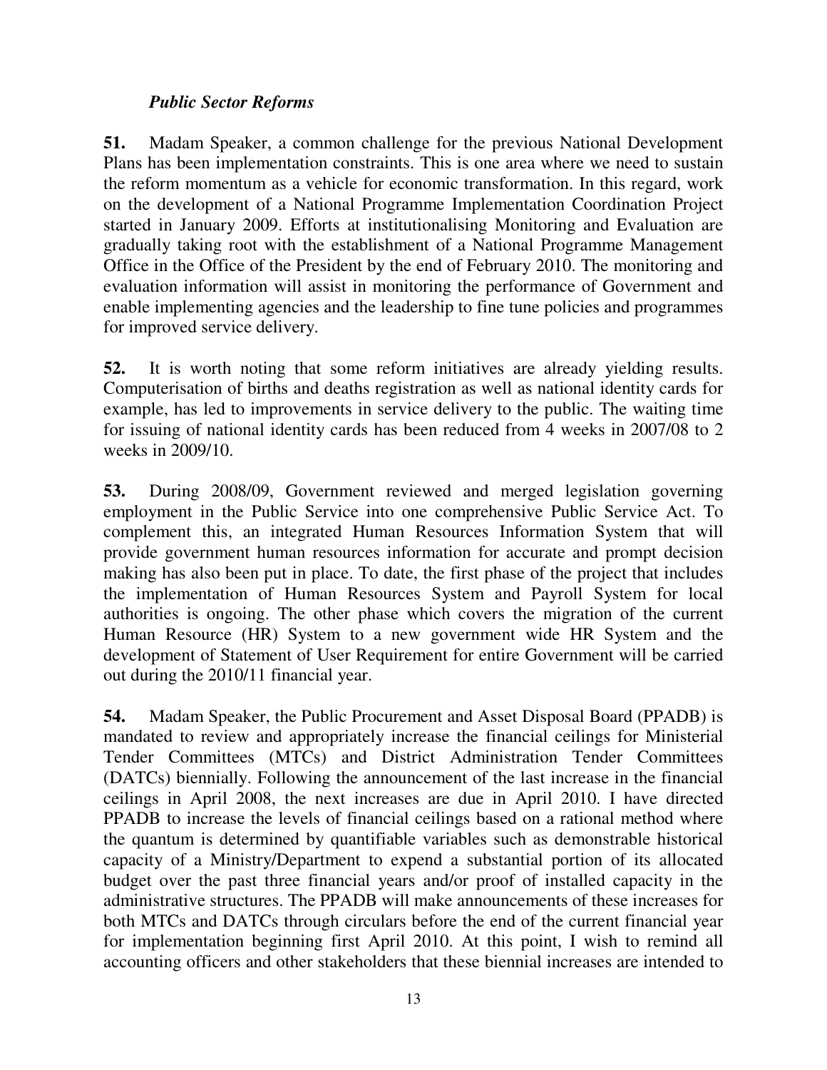### *Public Sector Reforms*

**51.** Madam Speaker, a common challenge for the previous National Development Plans has been implementation constraints. This is one area where we need to sustain the reform momentum as a vehicle for economic transformation. In this regard, work on the development of a National Programme Implementation Coordination Project started in January 2009. Efforts at institutionalising Monitoring and Evaluation are gradually taking root with the establishment of a National Programme Management Office in the Office of the President by the end of February 2010. The monitoring and evaluation information will assist in monitoring the performance of Government and enable implementing agencies and the leadership to fine tune policies and programmes for improved service delivery.

**52.** It is worth noting that some reform initiatives are already yielding results. Computerisation of births and deaths registration as well as national identity cards for example, has led to improvements in service delivery to the public. The waiting time for issuing of national identity cards has been reduced from 4 weeks in 2007/08 to 2 weeks in 2009/10.

**53.** During 2008/09, Government reviewed and merged legislation governing employment in the Public Service into one comprehensive Public Service Act. To complement this, an integrated Human Resources Information System that will provide government human resources information for accurate and prompt decision making has also been put in place. To date, the first phase of the project that includes the implementation of Human Resources System and Payroll System for local authorities is ongoing. The other phase which covers the migration of the current Human Resource (HR) System to a new government wide HR System and the development of Statement of User Requirement for entire Government will be carried out during the 2010/11 financial year.

**54.** Madam Speaker, the Public Procurement and Asset Disposal Board (PPADB) is mandated to review and appropriately increase the financial ceilings for Ministerial Tender Committees (MTCs) and District Administration Tender Committees (DATCs) biennially. Following the announcement of the last increase in the financial ceilings in April 2008, the next increases are due in April 2010. I have directed PPADB to increase the levels of financial ceilings based on a rational method where the quantum is determined by quantifiable variables such as demonstrable historical capacity of a Ministry/Department to expend a substantial portion of its allocated budget over the past three financial years and/or proof of installed capacity in the administrative structures. The PPADB will make announcements of these increases for both MTCs and DATCs through circulars before the end of the current financial year for implementation beginning first April 2010. At this point, I wish to remind all accounting officers and other stakeholders that these biennial increases are intended to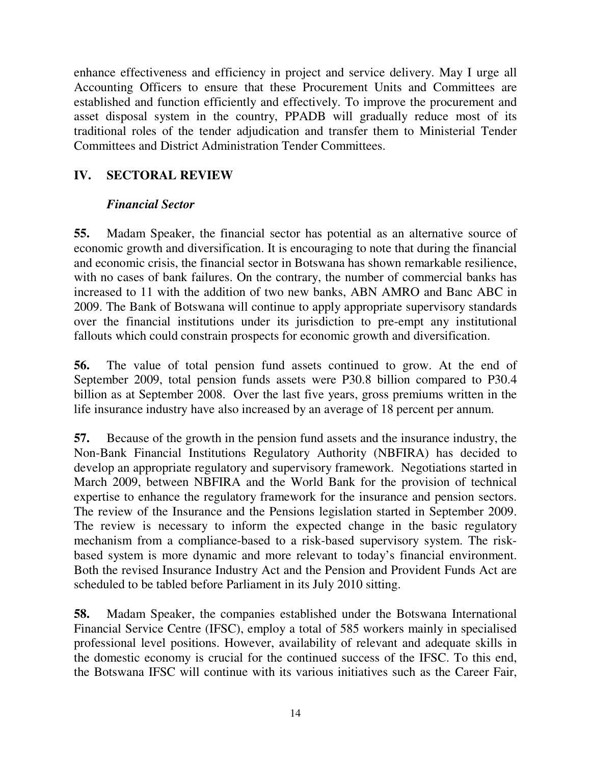enhance effectiveness and efficiency in project and service delivery. May I urge all Accounting Officers to ensure that these Procurement Units and Committees are established and function efficiently and effectively. To improve the procurement and asset disposal system in the country, PPADB will gradually reduce most of its traditional roles of the tender adjudication and transfer them to Ministerial Tender Committees and District Administration Tender Committees.

## IV. SECTORAL REVIEW

### *Financial Sector*

**55.** Madam Speaker, the financial sector has potential as an alternative source of economic growth and diversification. It is encouraging to note that during the financial and economic crisis, the financial sector in Botswana has shown remarkable resilience, with no cases of bank failures. On the contrary, the number of commercial banks has increased to 11 with the addition of two new banks, ABN AMRO and Banc ABC in 2009. The Bank of Botswana will continue to apply appropriate supervisory standards over the financial institutions under its jurisdiction to pre-empt any institutional fallouts which could constrain prospects for economic growth and diversification.

**56.** The value of total pension fund assets continued to grow. At the end of September 2009, total pension funds assets were P30.8 billion compared to P30.4 billion as at September 2008. Over the last five years, gross premiums written in the life insurance industry have also increased by an average of 18 percent per annum.

**57.** Because of the growth in the pension fund assets and the insurance industry, the Non-Bank Financial Institutions Regulatory Authority (NBFIRA) has decided to develop an appropriate regulatory and supervisory framework. Negotiations started in March 2009, between NBFIRA and the World Bank for the provision of technical expertise to enhance the regulatory framework for the insurance and pension sectors. The review of the Insurance and the Pensions legislation started in September 2009. The review is necessary to inform the expected change in the basic regulatory mechanism from a compliance-based to a risk-based supervisory system. The risk-based system is more dynamic and more relevant to today's financial environment. Both the revised Insurance Industry Act and the Pension and Provident Funds Act are scheduled to be tabled before Parliament in its July 2010 sitting.

**58.** Madam Speaker, the companies established under the Botswana International Financial Service Centre (IFSC), employ a total of 585 workers mainly in specialised professional level positions. However, availability of relevant and adequate skills in the domestic economy is crucial for the continued success of the IFSC. To this end, the Botswana IFSC will continue with its various initiatives such as the Career Fair,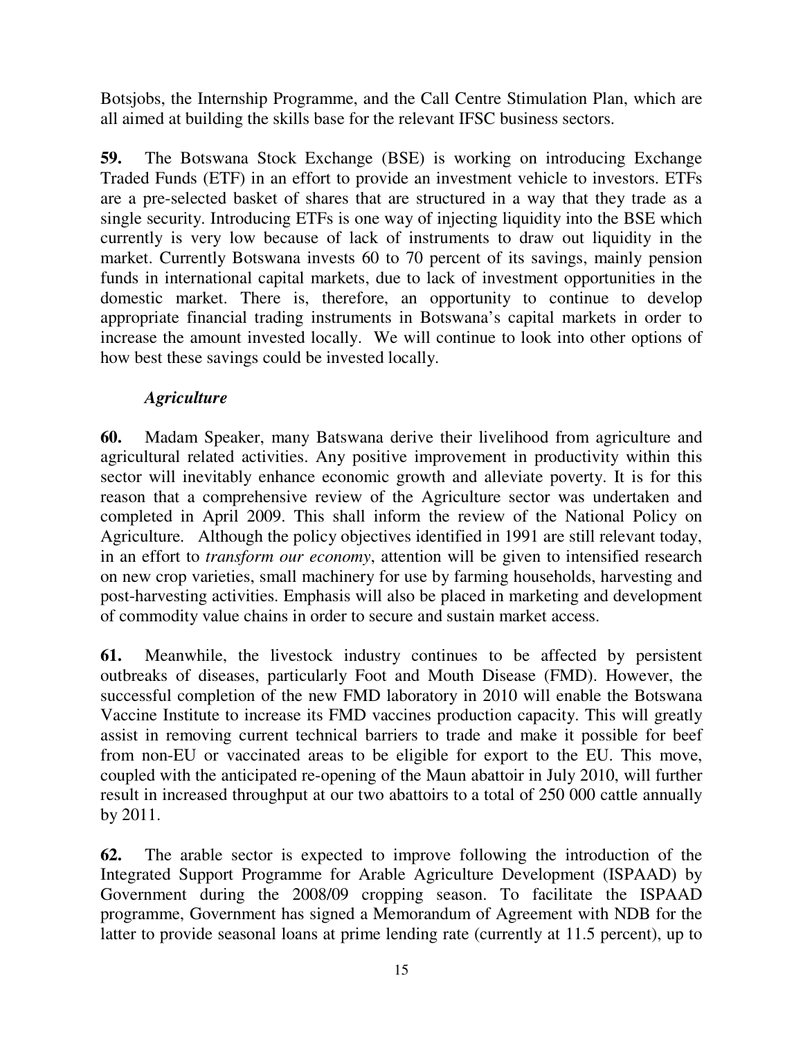Botsjobs, the Internship Programme, and the Call Centre Stimulation Plan, which are all aimed at building the skills base for the relevant IFSC business sectors.

**59.** The Botswana Stock Exchange (BSE) is working on introducing Exchange Traded Funds (ETF) in an effort to provide an investment vehicle to investors. ETFs are a pre-selected basket of shares that are structured in a way that they trade as a single security. Introducing ETFs is one way of injecting liquidity into the BSE which currently is very low because of lack of instruments to draw out liquidity in the market. Currently Botswana invests 60 to 70 percent of its savings, mainly pension funds in international capital markets, due to lack of investment opportunities in the domestic market. There is, therefore, an opportunity to continue to develop appropriate financial trading instruments in Botswana's capital markets in order to increase the amount invested locally. We will continue to look into other options of how best these savings could be invested locally.

### *Agriculture*

**60.** Madam Speaker, many Batswana derive their livelihood from agriculture and agricultural related activities. Any positive improvement in productivity within this sector will inevitably enhance economic growth and alleviate poverty. It is for this reason that a comprehensive review of the Agriculture sector was undertaken and completed in April 2009. This shall inform the review of the National Policy on Agriculture. Although the policy objectives identified in 1991 are still relevant today, in an effort to *transform our economy*, attention will be given to intensified research on new crop varieties, small machinery for use by farming households, harvesting and post-harvesting activities. Emphasis will also be placed in marketing and development of commodity value chains in order to secure and sustain market access.

**61.** Meanwhile, the livestock industry continues to be affected by persistent outbreaks of diseases, particularly Foot and Mouth Disease (FMD). However, the successful completion of the new FMD laboratory in 2010 will enable the Botswana Vaccine Institute to increase its FMD vaccines production capacity. This will greatly assist in removing current technical barriers to trade and make it possible for beef from non-EU or vaccinated areas to be eligible for export to the EU. This move, coupled with the anticipated re-opening of the Maun abattoir in July 2010, will further result in increased throughput at our two abattoirs to a total of 250 000 cattle annually by 2011.

**62.** The arable sector is expected to improve following the introduction of the Integrated Support Programme for Arable Agriculture Development (ISPAAD) by Government during the 2008/09 cropping season. To facilitate the ISPAAD programme, Government has signed a Memorandum of Agreement with NDB for the latter to provide seasonal loans at prime lending rate (currently at 11.5 percent), up to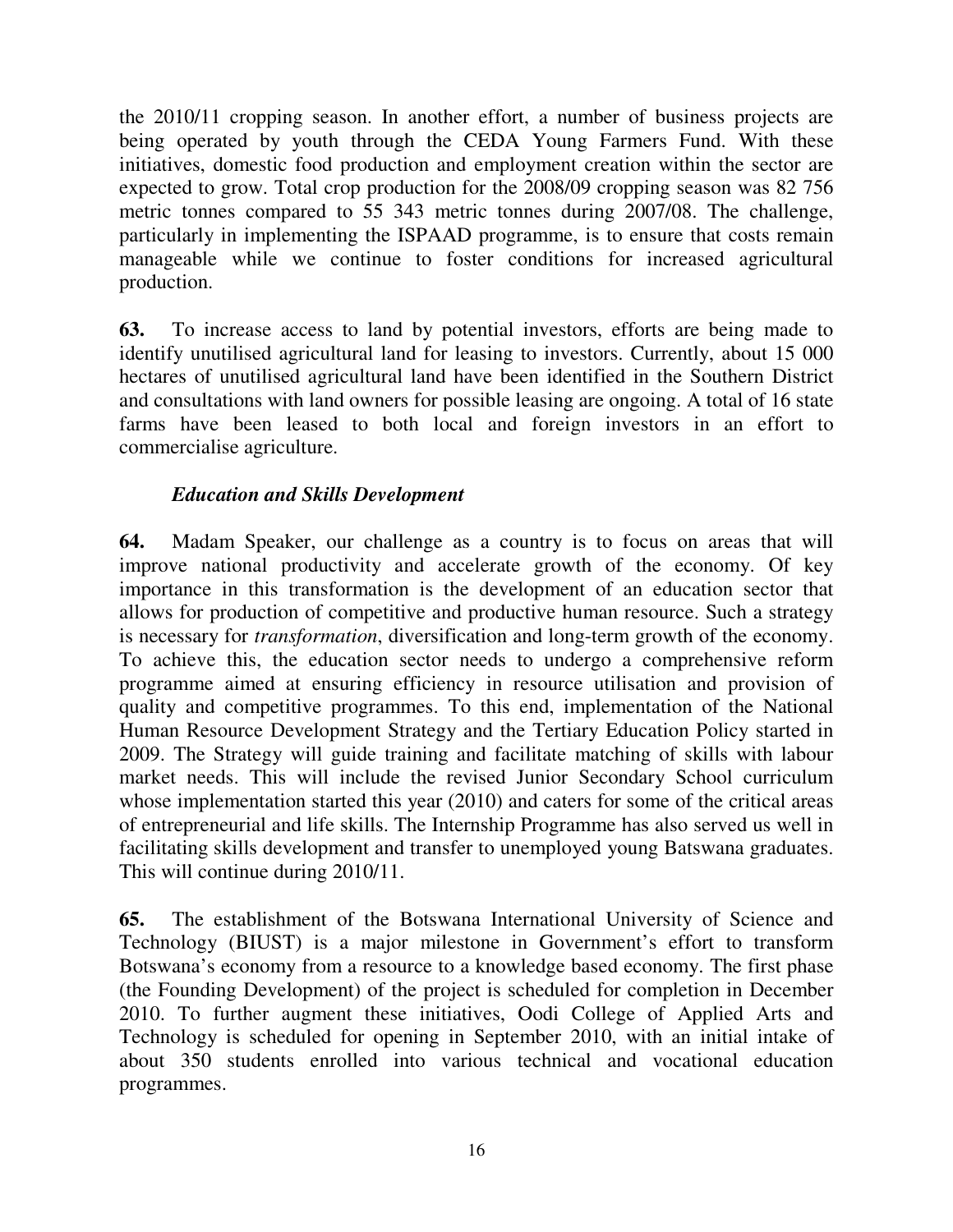the 2010/11 cropping season. In another effort, a number of business projects are being operated by youth through the CEDA Young Farmers Fund. With these initiatives, domestic food production and employment creation within the sector are expected to grow. Total crop production for the 2008/09 cropping season was 82 756 metric tonnes compared to 55 343 metric tonnes during 2007/08. The challenge, particularly in implementing the ISPAAD programme, is to ensure that costs remain manageable while we continue to foster conditions for increased agricultural production.

**63.** To increase access to land by potential investors, efforts are being made to identify unutilised agricultural land for leasing to investors. Currently, about 15 000 hectares of unutilised agricultural land have been identified in the Southern District and consultations with land owners for possible leasing are ongoing. A total of 16 state farms have been leased to both local and foreign investors in an effort to commercialise agriculture.

***Education and Skills Development***

**64.** Madam Speaker, our challenge as a country is to focus on areas that will improve national productivity and accelerate growth of the economy. Of key importance in this transformation is the development of an education sector that allows for production of competitive and productive human resource. Such a strategy is necessary for *transformation*, diversification and long-term growth of the economy. To achieve this, the education sector needs to undergo a comprehensive reform programme aimed at ensuring efficiency in resource utilisation and provision of quality and competitive programmes. To this end, implementation of the National Human Resource Development Strategy and the Tertiary Education Policy started in 2009. The Strategy will guide training and facilitate matching of skills with labour market needs. This will include the revised Junior Secondary School curriculum whose implementation started this year (2010) and caters for some of the critical areas of entrepreneurial and life skills. The Internship Programme has also served us well in facilitating skills development and transfer to unemployed young Batswana graduates. This will continue during 2010/11.

**65.** The establishment of the Botswana International University of Science and Technology (BIUST) is a major milestone in Government's effort to transform Botswana's economy from a resource to a knowledge based economy. The first phase (the Founding Development) of the project is scheduled for completion in December 2010. To further augment these initiatives, Oodi College of Applied Arts and Technology is scheduled for opening in September 2010, with an initial intake of about 350 students enrolled into various technical and vocational education programmes.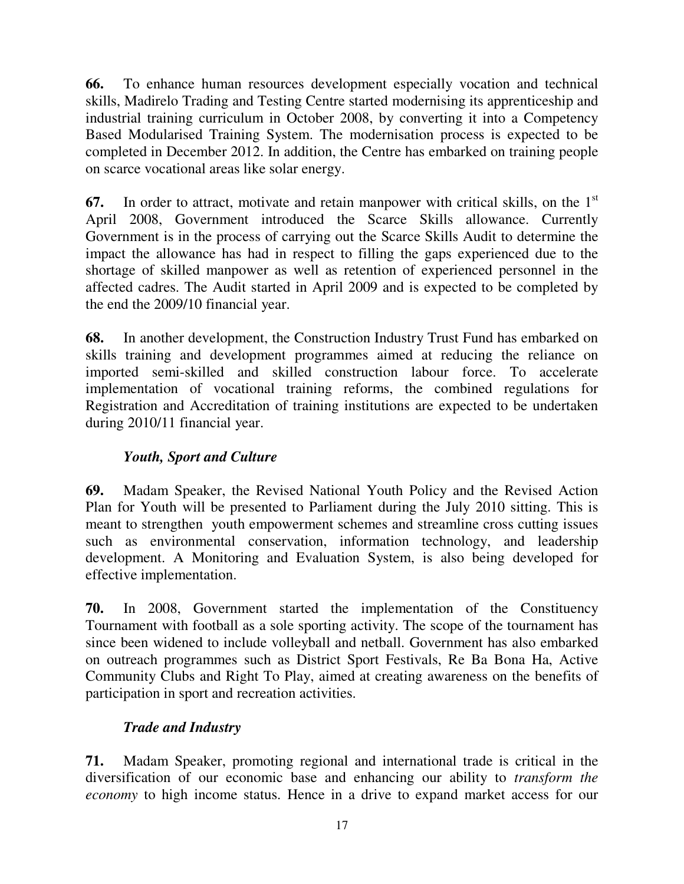**66.** To enhance human resources development especially vocation and technical skills, Madirelo Trading and Testing Centre started modernising its apprenticeship and industrial training curriculum in October 2008, by converting it into a Competency Based Modularised Training System. The modernisation process is expected to be completed in December 2012. In addition, the Centre has embarked on training people on scarce vocational areas like solar energy.

**67.** In order to attract, motivate and retain manpower with critical skills, on the 1st April 2008, Government introduced the Scarce Skills allowance. Currently Government is in the process of carrying out the Scarce Skills Audit to determine the impact the allowance has had in respect to filling the gaps experienced due to the shortage of skilled manpower as well as retention of experienced personnel in the affected cadres. The Audit started in April 2009 and is expected to be completed by the end the 2009/10 financial year.

**68.** In another development, the Construction Industry Trust Fund has embarked on skills training and development programmes aimed at reducing the reliance on imported semi-skilled and skilled construction labour force. To accelerate implementation of vocational training reforms, the combined regulations for Registration and Accreditation of training institutions are expected to be undertaken during 2010/11 financial year.

### *Youth, Sport and Culture*

**69.** Madam Speaker, the Revised National Youth Policy and the Revised Action Plan for Youth will be presented to Parliament during the July 2010 sitting. This is meant to strengthen youth empowerment schemes and streamline cross cutting issues such as environmental conservation, information technology, and leadership development. A Monitoring and Evaluation System, is also being developed for effective implementation.

**70.** In 2008, Government started the implementation of the Constituency Tournament with football as a sole sporting activity. The scope of the tournament has since been widened to include volleyball and netball. Government has also embarked on outreach programmes such as District Sport Festivals, Re Ba Bona Ha, Active Community Clubs and Right To Play, aimed at creating awareness on the benefits of participation in sport and recreation activities.

### *Trade and Industry*

**71.** Madam Speaker, promoting regional and international trade is critical in the diversification of our economic base and enhancing our ability to *transform the economy* to high income status. Hence in a drive to expand market access for our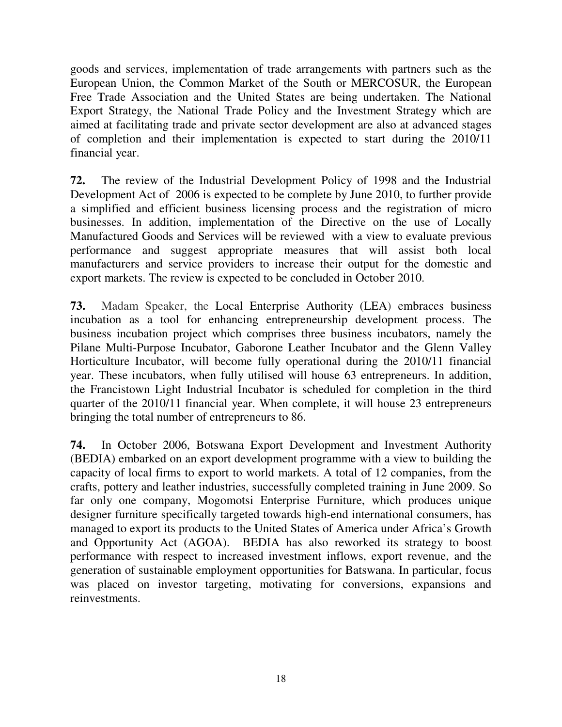goods and services, implementation of trade arrangements with partners such as the European Union, the Common Market of the South or MERCOSUR, the European Free Trade Association and the United States are being undertaken. The National Export Strategy, the National Trade Policy and the Investment Strategy which are aimed at facilitating trade and private sector development are also at advanced stages of completion and their implementation is expected to start during the 2010/11 financial year.

**72.** The review of the Industrial Development Policy of 1998 and the Industrial Development Act of 2006 is expected to be complete by June 2010, to further provide a simplified and efficient business licensing process and the registration of micro businesses. In addition, implementation of the Directive on the use of Locally Manufactured Goods and Services will be reviewed with a view to evaluate previous performance and suggest appropriate measures that will assist both local manufacturers and service providers to increase their output for the domestic and export markets. The review is expected to be concluded in October 2010.

**73.** Madam Speaker, the Local Enterprise Authority (LEA) embraces business incubation as a tool for enhancing entrepreneurship development process. The business incubation project which comprises three business incubators, namely the Pilane Multi-Purpose Incubator, Gaborone Leather Incubator and the Glenn Valley Horticulture Incubator, will become fully operational during the 2010/11 financial year. These incubators, when fully utilised will house 63 entrepreneurs. In addition, the Francistown Light Industrial Incubator is scheduled for completion in the third quarter of the 2010/11 financial year. When complete, it will house 23 entrepreneurs bringing the total number of entrepreneurs to 86.

**74.** In October 2006, Botswana Export Development and Investment Authority (BEDIA) embarked on an export development programme with a view to building the capacity of local firms to export to world markets. A total of 12 companies, from the crafts, pottery and leather industries, successfully completed training in June 2009. So far only one company, Mogomotsi Enterprise Furniture, which produces unique designer furniture specifically targeted towards high-end international consumers, has managed to export its products to the United States of America under Africa's Growth and Opportunity Act (AGOA). BEDIA has also reworked its strategy to boost performance with respect to increased investment inflows, export revenue, and the generation of sustainable employment opportunities for Batswana. In particular, focus was placed on investor targeting, motivating for conversions, expansions and reinvestments.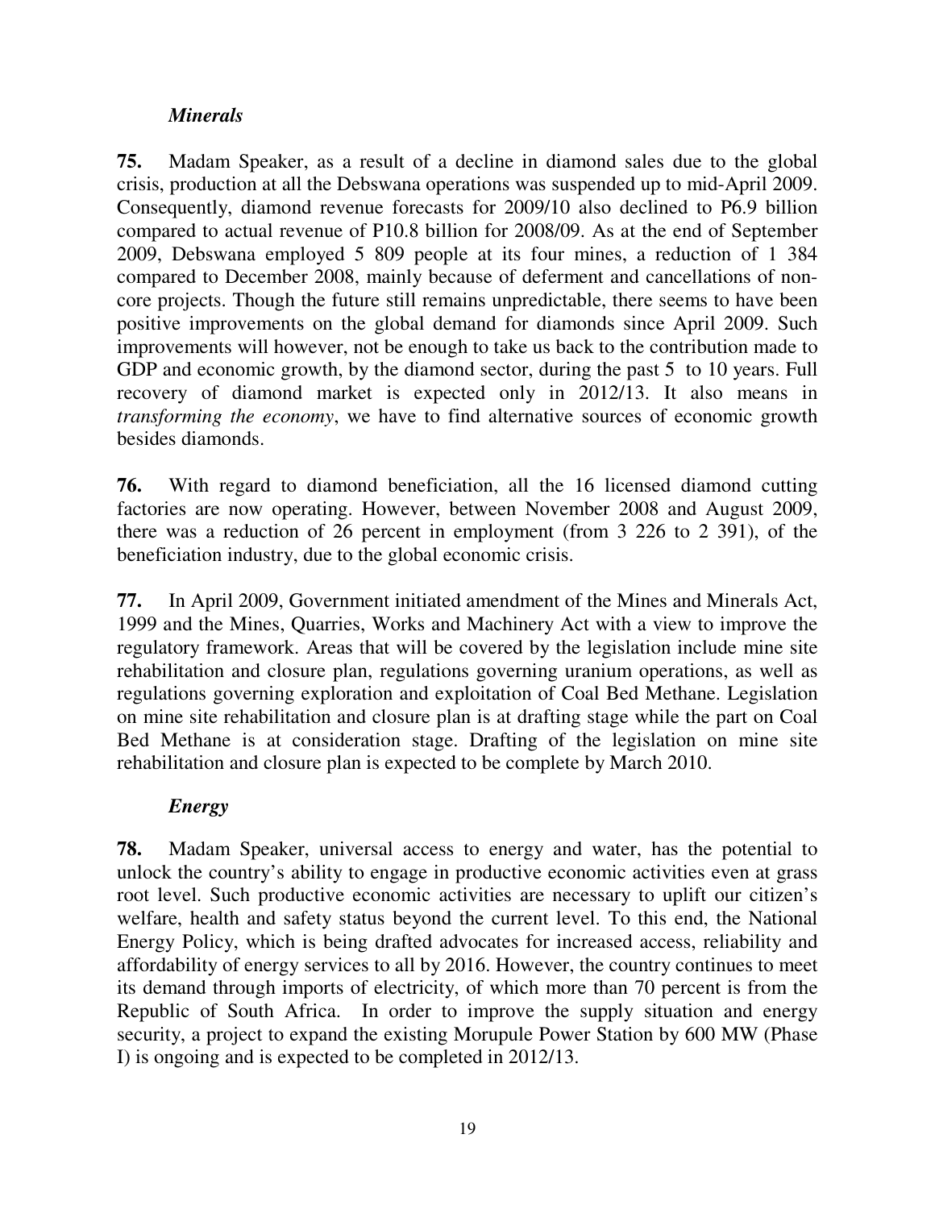### *Minerals*

**75.** Madam Speaker, as a result of a decline in diamond sales due to the global crisis, production at all the Debswana operations was suspended up to mid-April 2009. Consequently, diamond revenue forecasts for 2009/10 also declined to P6.9 billion compared to actual revenue of P10.8 billion for 2008/09. As at the end of September 2009, Debswana employed 5 809 people at its four mines, a reduction of 1 384 compared to December 2008, mainly because of deferment and cancellations of non-core projects. Though the future still remains unpredictable, there seems to have been positive improvements on the global demand for diamonds since April 2009. Such improvements will however, not be enough to take us back to the contribution made to GDP and economic growth, by the diamond sector, during the past 5 to 10 years. Full recovery of diamond market is expected only in 2012/13. It also means in *transforming the economy*, we have to find alternative sources of economic growth besides diamonds.

**76.** With regard to diamond beneficiation, all the 16 licensed diamond cutting factories are now operating. However, between November 2008 and August 2009, there was a reduction of 26 percent in employment (from 3 226 to 2 391), of the beneficiation industry, due to the global economic crisis.

**77.** In April 2009, Government initiated amendment of the Mines and Minerals Act, 1999 and the Mines, Quarries, Works and Machinery Act with a view to improve the regulatory framework. Areas that will be covered by the legislation include mine site rehabilitation and closure plan, regulations governing uranium operations, as well as regulations governing exploration and exploitation of Coal Bed Methane. Legislation on mine site rehabilitation and closure plan is at drafting stage while the part on Coal Bed Methane is at consideration stage. Drafting of the legislation on mine site rehabilitation and closure plan is expected to be complete by March 2010.

### *Energy*

**78.** Madam Speaker, universal access to energy and water, has the potential to unlock the country's ability to engage in productive economic activities even at grass root level. Such productive economic activities are necessary to uplift our citizen's welfare, health and safety status beyond the current level. To this end, the National Energy Policy, which is being drafted advocates for increased access, reliability and affordability of energy services to all by 2016. However, the country continues to meet its demand through imports of electricity, of which more than 70 percent is from the Republic of South Africa. In order to improve the supply situation and energy security, a project to expand the existing Morupule Power Station by 600 MW (Phase I) is ongoing and is expected to be completed in 2012/13.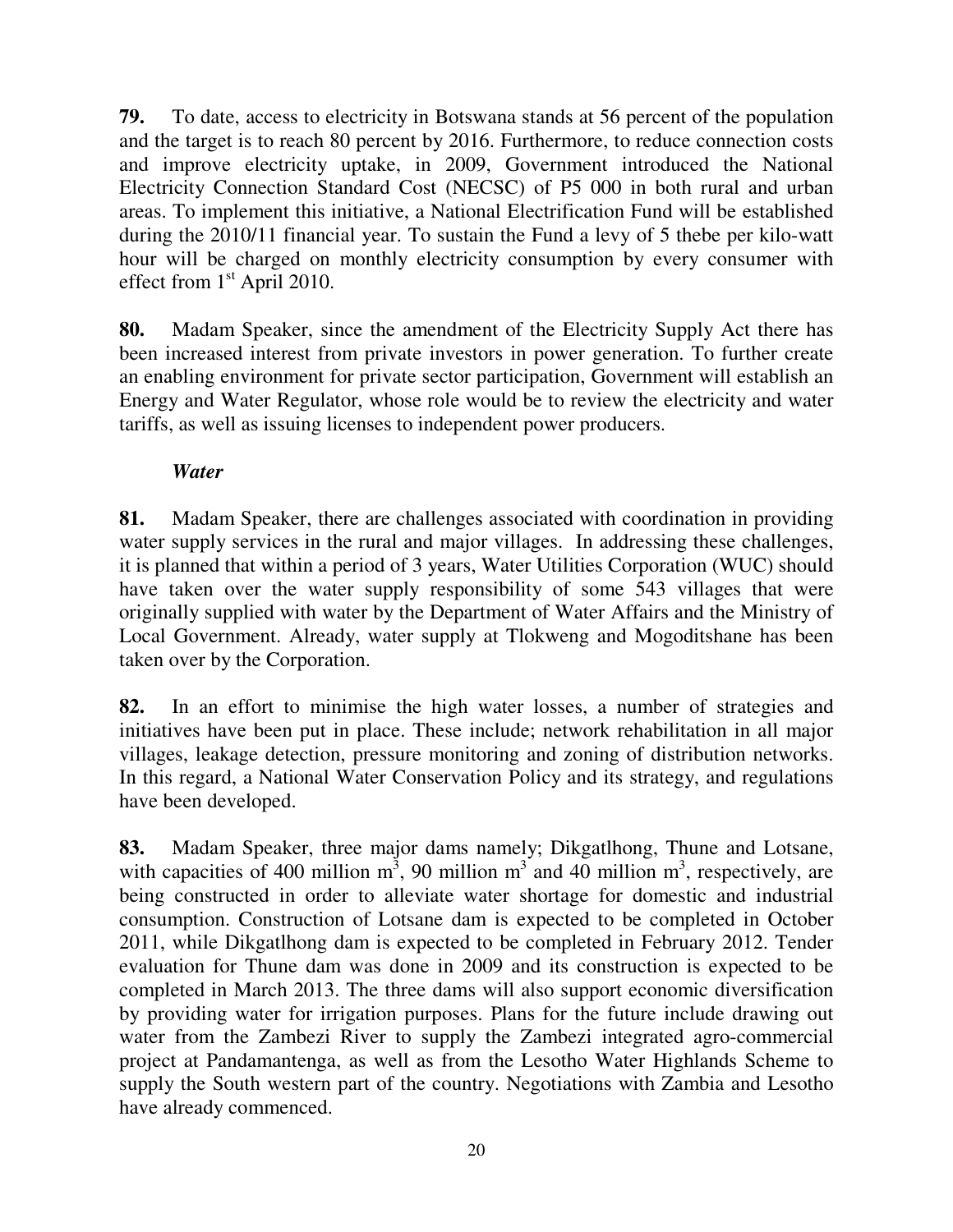**79.** To date, access to electricity in Botswana stands at 56 percent of the population and the target is to reach 80 percent by 2016. Furthermore, to reduce connection costs and improve electricity uptake, in 2009, Government introduced the National Electricity Connection Standard Cost (NECSC) of P5 000 in both rural and urban areas. To implement this initiative, a National Electrification Fund will be established during the 2010/11 financial year. To sustain the Fund a levy of 5 thebe per kilo-watt hour will be charged on monthly electricity consumption by every consumer with effect from 1st April 2010.

**80.** Madam Speaker, since the amendment of the Electricity Supply Act there has been increased interest from private investors in power generation. To further create an enabling environment for private sector participation, Government will establish an Energy and Water Regulator, whose role would be to review the electricity and water tariffs, as well as issuing licenses to independent power producers.

***Water***

**81.** Madam Speaker, there are challenges associated with coordination in providing water supply services in the rural and major villages. In addressing these challenges, it is planned that within a period of 3 years, Water Utilities Corporation (WUC) should have taken over the water supply responsibility of some 543 villages that were originally supplied with water by the Department of Water Affairs and the Ministry of Local Government. Already, water supply at Tlokweng and Mogoditshane has been taken over by the Corporation.

**82.** In an effort to minimise the high water losses, a number of strategies and initiatives have been put in place. These include; network rehabilitation in all major villages, leakage detection, pressure monitoring and zoning of distribution networks. In this regard, a National Water Conservation Policy and its strategy, and regulations have been developed.

**83.** Madam Speaker, three major dams namely; Dikgatlhong, Thune and Lotsane, with capacities of 400 million $m^3$, 90 million $m^3$ and 40 million $m^3$, respectively, are being constructed in order to alleviate water shortage for domestic and industrial consumption. Construction of Lotsane dam is expected to be completed in October 2011, while Dikgatlhong dam is expected to be completed in February 2012. Tender evaluation for Thune dam was done in 2009 and its construction is expected to be completed in March 2013. The three dams will also support economic diversification by providing water for irrigation purposes. Plans for the future include drawing out water from the Zambezi River to supply the Zambezi integrated agro-commercial project at Pandamantenga, as well as from the Lesotho Water Highlands Scheme to supply the South western part of the country. Negotiations with Zambia and Lesotho have already commenced.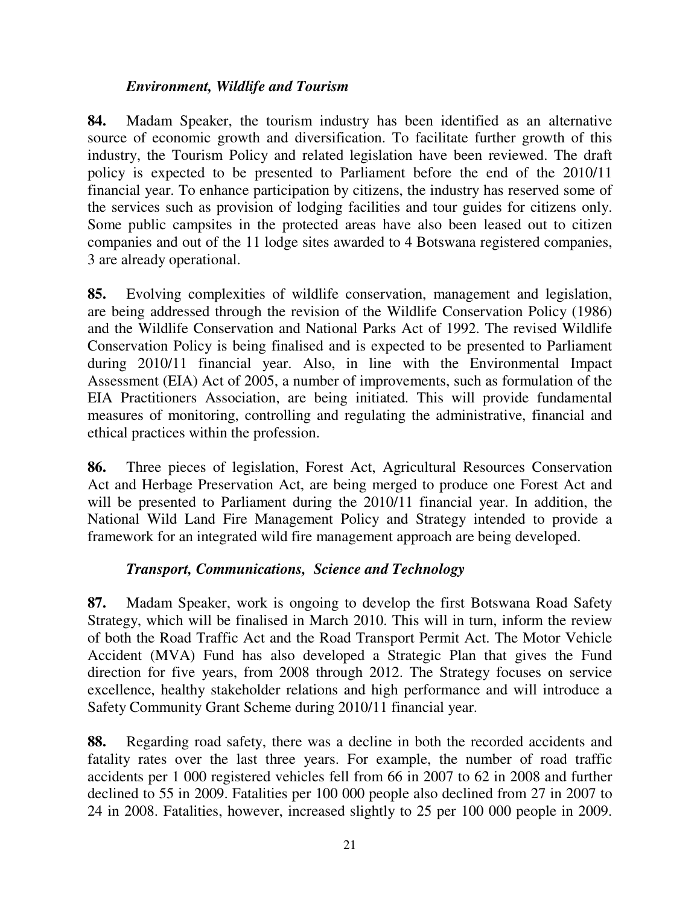### *Environment, Wildlife and Tourism*

**84.** Madam Speaker, the tourism industry has been identified as an alternative source of economic growth and diversification. To facilitate further growth of this industry, the Tourism Policy and related legislation have been reviewed. The draft policy is expected to be presented to Parliament before the end of the 2010/11 financial year. To enhance participation by citizens, the industry has reserved some of the services such as provision of lodging facilities and tour guides for citizens only. Some public campsites in the protected areas have also been leased out to citizen companies and out of the 11 lodge sites awarded to 4 Botswana registered companies, 3 are already operational.

**85.** Evolving complexities of wildlife conservation, management and legislation, are being addressed through the revision of the Wildlife Conservation Policy (1986) and the Wildlife Conservation and National Parks Act of 1992. The revised Wildlife Conservation Policy is being finalised and is expected to be presented to Parliament during 2010/11 financial year. Also, in line with the Environmental Impact Assessment (EIA) Act of 2005, a number of improvements, such as formulation of the EIA Practitioners Association, are being initiated. This will provide fundamental measures of monitoring, controlling and regulating the administrative, financial and ethical practices within the profession.

**86.** Three pieces of legislation, Forest Act, Agricultural Resources Conservation Act and Herbage Preservation Act, are being merged to produce one Forest Act and will be presented to Parliament during the 2010/11 financial year. In addition, the National Wild Land Fire Management Policy and Strategy intended to provide a framework for an integrated wild fire management approach are being developed.

### *Transport, Communications, Science and Technology*

**87.** Madam Speaker, work is ongoing to develop the first Botswana Road Safety Strategy, which will be finalised in March 2010. This will in turn, inform the review of both the Road Traffic Act and the Road Transport Permit Act. The Motor Vehicle Accident (MVA) Fund has also developed a Strategic Plan that gives the Fund direction for five years, from 2008 through 2012. The Strategy focuses on service excellence, healthy stakeholder relations and high performance and will introduce a Safety Community Grant Scheme during 2010/11 financial year.

**88.** Regarding road safety, there was a decline in both the recorded accidents and fatality rates over the last three years. For example, the number of road traffic accidents per 1 000 registered vehicles fell from 66 in 2007 to 62 in 2008 and further declined to 55 in 2009. Fatalities per 100 000 people also declined from 27 in 2007 to 24 in 2008. Fatalities, however, increased slightly to 25 per 100 000 people in 2009.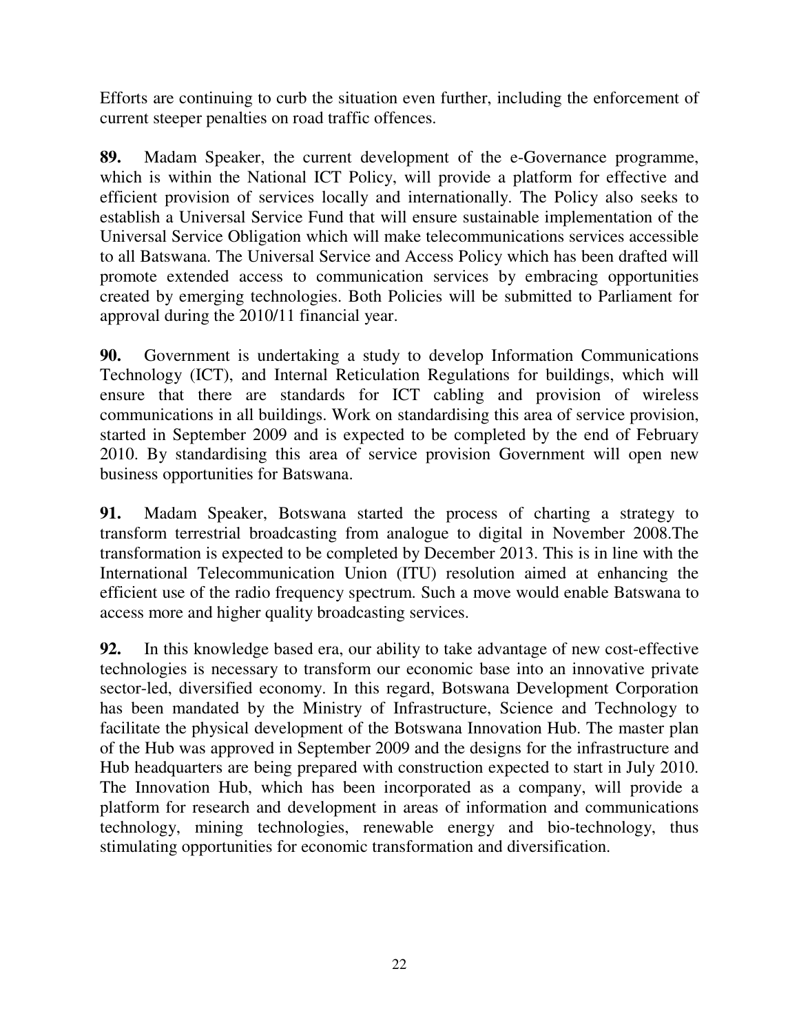Efforts are continuing to curb the situation even further, including the enforcement of current steeper penalties on road traffic offences.

**89.** Madam Speaker, the current development of the e-Governance programme, which is within the National ICT Policy, will provide a platform for effective and efficient provision of services locally and internationally. The Policy also seeks to establish a Universal Service Fund that will ensure sustainable implementation of the Universal Service Obligation which will make telecommunications services accessible to all Batswana. The Universal Service and Access Policy which has been drafted will promote extended access to communication services by embracing opportunities created by emerging technologies. Both Policies will be submitted to Parliament for approval during the 2010/11 financial year.

**90.** Government is undertaking a study to develop Information Communications Technology (ICT), and Internal Reticulation Regulations for buildings, which will ensure that there are standards for ICT cabling and provision of wireless communications in all buildings. Work on standardising this area of service provision, started in September 2009 and is expected to be completed by the end of February 2010. By standardising this area of service provision Government will open new business opportunities for Batswana.

**91.** Madam Speaker, Botswana started the process of charting a strategy to transform terrestrial broadcasting from analogue to digital in November 2008.The transformation is expected to be completed by December 2013. This is in line with the International Telecommunication Union (ITU) resolution aimed at enhancing the efficient use of the radio frequency spectrum. Such a move would enable Batswana to access more and higher quality broadcasting services.

**92.** In this knowledge based era, our ability to take advantage of new cost-effective technologies is necessary to transform our economic base into an innovative private sector-led, diversified economy. In this regard, Botswana Development Corporation has been mandated by the Ministry of Infrastructure, Science and Technology to facilitate the physical development of the Botswana Innovation Hub. The master plan of the Hub was approved in September 2009 and the designs for the infrastructure and Hub headquarters are being prepared with construction expected to start in July 2010. The Innovation Hub, which has been incorporated as a company, will provide a platform for research and development in areas of information and communications technology, mining technologies, renewable energy and bio-technology, thus stimulating opportunities for economic transformation and diversification.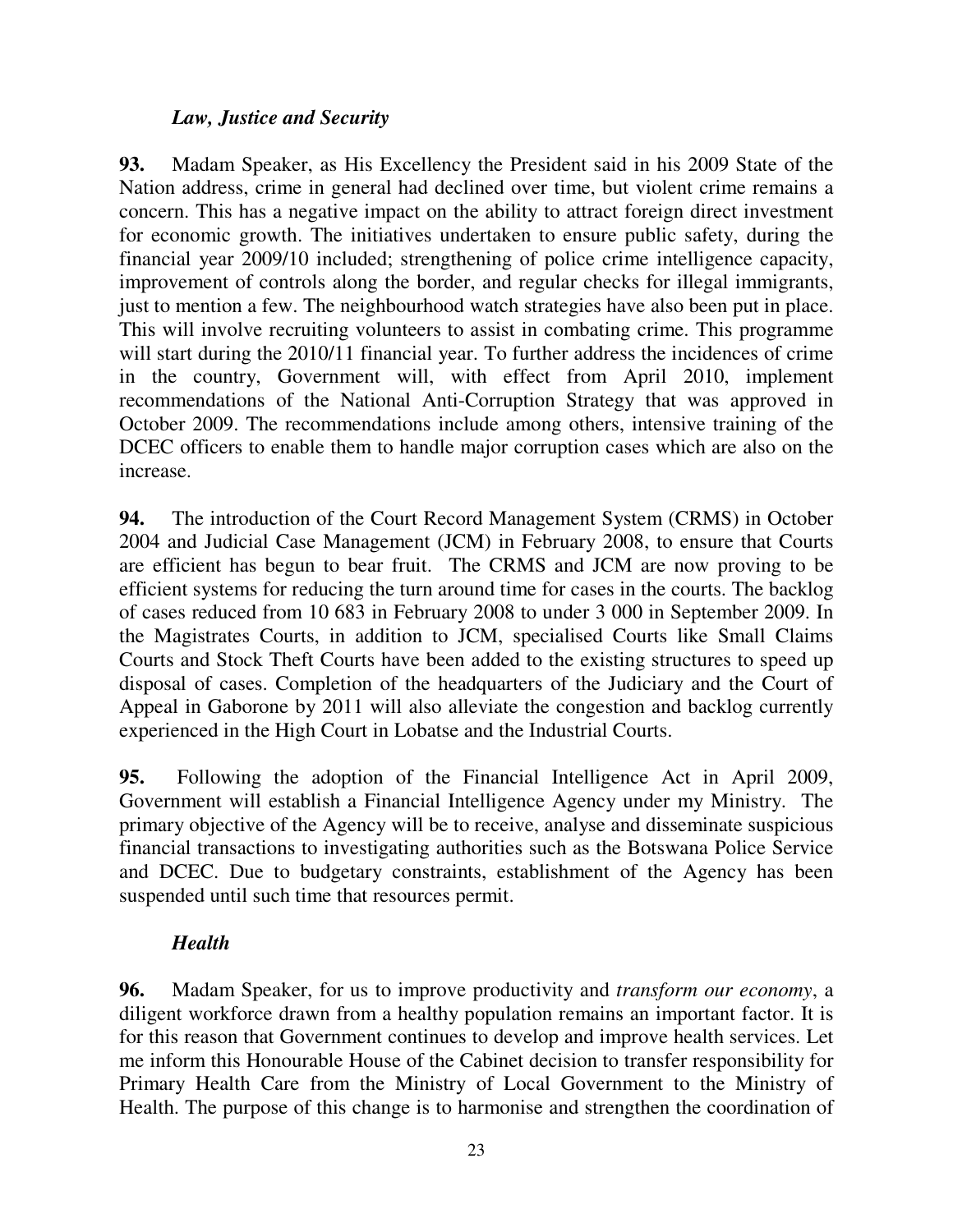### *Law, Justice and Security*

**93.** Madam Speaker, as His Excellency the President said in his 2009 State of the Nation address, crime in general had declined over time, but violent crime remains a concern. This has a negative impact on the ability to attract foreign direct investment for economic growth. The initiatives undertaken to ensure public safety, during the financial year 2009/10 included; strengthening of police crime intelligence capacity, improvement of controls along the border, and regular checks for illegal immigrants, just to mention a few. The neighbourhood watch strategies have also been put in place. This will involve recruiting volunteers to assist in combating crime. This programme will start during the 2010/11 financial year. To further address the incidences of crime in the country, Government will, with effect from April 2010, implement recommendations of the National Anti-Corruption Strategy that was approved in October 2009. The recommendations include among others, intensive training of the DCEC officers to enable them to handle major corruption cases which are also on the increase.

**94.** The introduction of the Court Record Management System (CRMS) in October 2004 and Judicial Case Management (JCM) in February 2008, to ensure that Courts are efficient has begun to bear fruit. The CRMS and JCM are now proving to be efficient systems for reducing the turn around time for cases in the courts. The backlog of cases reduced from 10 683 in February 2008 to under 3 000 in September 2009. In the Magistrates Courts, in addition to JCM, specialised Courts like Small Claims Courts and Stock Theft Courts have been added to the existing structures to speed up disposal of cases. Completion of the headquarters of the Judiciary and the Court of Appeal in Gaborone by 2011 will also alleviate the congestion and backlog currently experienced in the High Court in Lobatse and the Industrial Courts.

**95.** Following the adoption of the Financial Intelligence Act in April 2009, Government will establish a Financial Intelligence Agency under my Ministry. The primary objective of the Agency will be to receive, analyse and disseminate suspicious financial transactions to investigating authorities such as the Botswana Police Service and DCEC. Due to budgetary constraints, establishment of the Agency has been suspended until such time that resources permit.

### *Health*

**96.** Madam Speaker, for us to improve productivity and *transform our economy*, a diligent workforce drawn from a healthy population remains an important factor. It is for this reason that Government continues to develop and improve health services. Let me inform this Honourable House of the Cabinet decision to transfer responsibility for Primary Health Care from the Ministry of Local Government to the Ministry of Health. The purpose of this change is to harmonise and strengthen the coordination of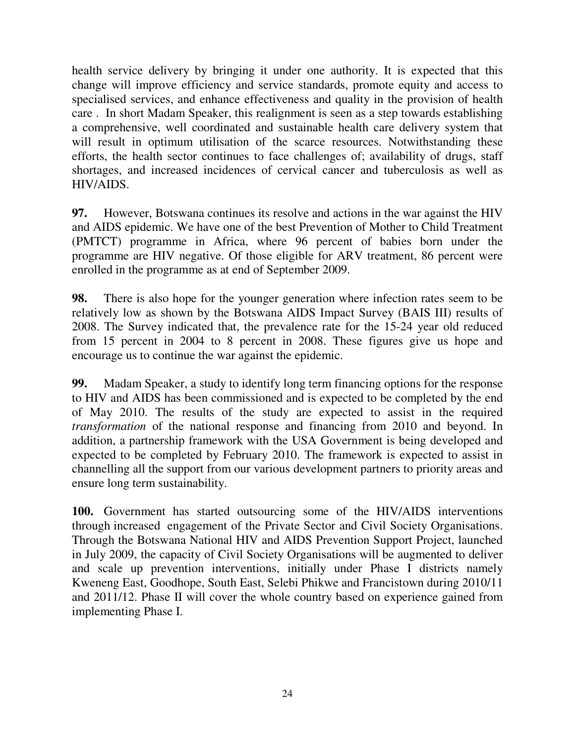health service delivery by bringing it under one authority. It is expected that this change will improve efficiency and service standards, promote equity and access to specialised services, and enhance effectiveness and quality in the provision of health care . In short Madam Speaker, this realignment is seen as a step towards establishing a comprehensive, well coordinated and sustainable health care delivery system that will result in optimum utilisation of the scarce resources. Notwithstanding these efforts, the health sector continues to face challenges of; availability of drugs, staff shortages, and increased incidences of cervical cancer and tuberculosis as well as HIV/AIDS.

**97.** However, Botswana continues its resolve and actions in the war against the HIV and AIDS epidemic. We have one of the best Prevention of Mother to Child Treatment (PMTCT) programme in Africa, where 96 percent of babies born under the programme are HIV negative. Of those eligible for ARV treatment, 86 percent were enrolled in the programme as at end of September 2009.

**98.** There is also hope for the younger generation where infection rates seem to be relatively low as shown by the Botswana AIDS Impact Survey (BAIS III) results of 2008. The Survey indicated that, the prevalence rate for the 15-24 year old reduced from 15 percent in 2004 to 8 percent in 2008. These figures give us hope and encourage us to continue the war against the epidemic.

**99.** Madam Speaker, a study to identify long term financing options for the response to HIV and AIDS has been commissioned and is expected to be completed by the end of May 2010. The results of the study are expected to assist in the required *transformation* of the national response and financing from 2010 and beyond. In addition, a partnership framework with the USA Government is being developed and expected to be completed by February 2010. The framework is expected to assist in channelling all the support from our various development partners to priority areas and ensure long term sustainability.

**100.** Government has started outsourcing some of the HIV/AIDS interventions through increased engagement of the Private Sector and Civil Society Organisations. Through the Botswana National HIV and AIDS Prevention Support Project, launched in July 2009, the capacity of Civil Society Organisations will be augmented to deliver and scale up prevention interventions, initially under Phase I districts namely Kweneng East, Goodhope, South East, Selebi Phikwe and Francistown during 2010/11 and 2011/12. Phase II will cover the whole country based on experience gained from implementing Phase I.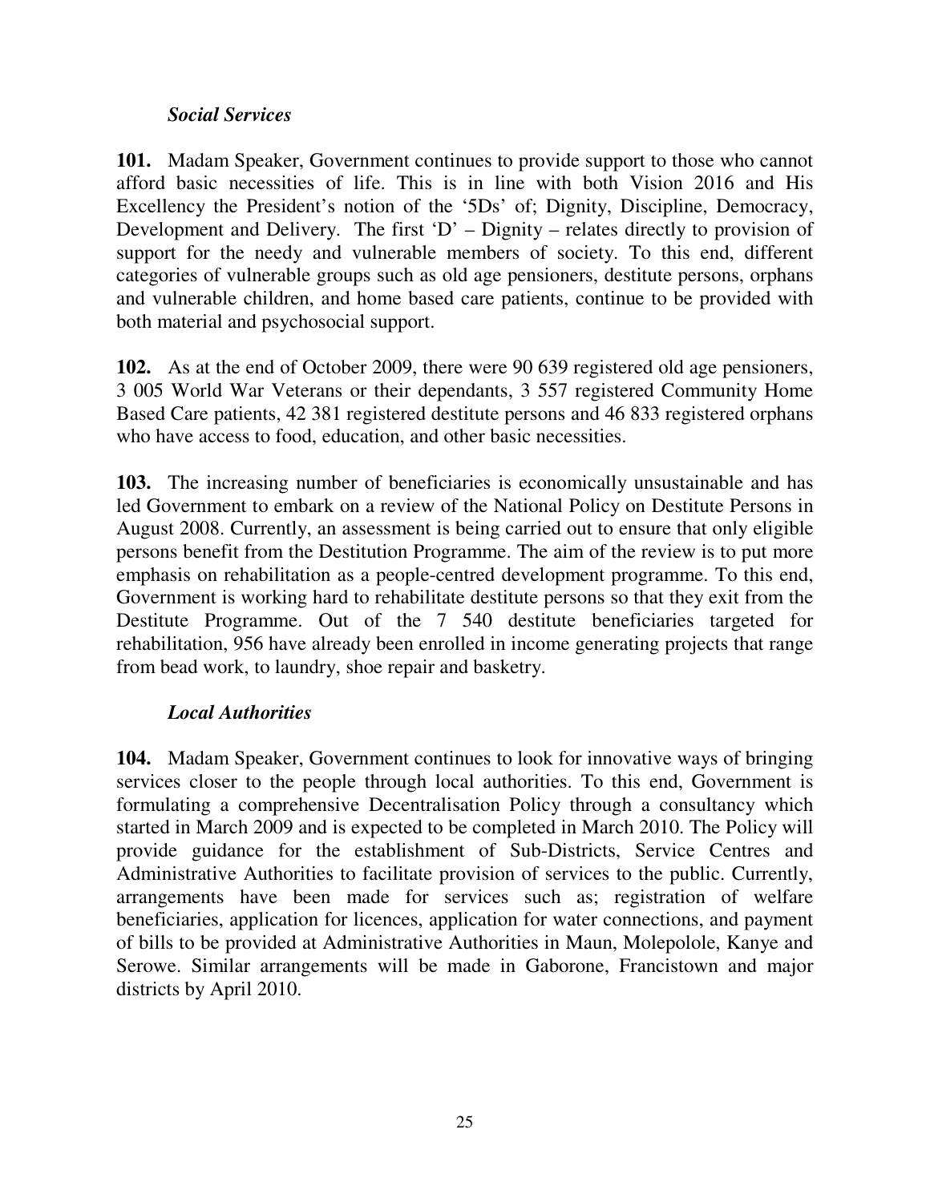### *Social Services*

**101.** Madam Speaker, Government continues to provide support to those who cannot afford basic necessities of life. This is in line with both Vision 2016 and His Excellency the President's notion of the '5Ds' of; Dignity, Discipline, Democracy, Development and Delivery. The first 'D' – Dignity – relates directly to provision of support for the needy and vulnerable members of society. To this end, different categories of vulnerable groups such as old age pensioners, destitute persons, orphans and vulnerable children, and home based care patients, continue to be provided with both material and psychosocial support.

**102.** As at the end of October 2009, there were 90 639 registered old age pensioners, 3 005 World War Veterans or their dependants, 3 557 registered Community Home Based Care patients, 42 381 registered destitute persons and 46 833 registered orphans who have access to food, education, and other basic necessities.

**103.** The increasing number of beneficiaries is economically unsustainable and has led Government to embark on a review of the National Policy on Destitute Persons in August 2008. Currently, an assessment is being carried out to ensure that only eligible persons benefit from the Destitution Programme. The aim of the review is to put more emphasis on rehabilitation as a people-centred development programme. To this end, Government is working hard to rehabilitate destitute persons so that they exit from the Destitute Programme. Out of the 7 540 destitute beneficiaries targeted for rehabilitation, 956 have already been enrolled in income generating projects that range from bead work, to laundry, shoe repair and basketry.

### *Local Authorities*

**104.** Madam Speaker, Government continues to look for innovative ways of bringing services closer to the people through local authorities. To this end, Government is formulating a comprehensive Decentralisation Policy through a consultancy which started in March 2009 and is expected to be completed in March 2010. The Policy will provide guidance for the establishment of Sub-Districts, Service Centres and Administrative Authorities to facilitate provision of services to the public. Currently, arrangements have been made for services such as; registration of welfare beneficiaries, application for licences, application for water connections, and payment of bills to be provided at Administrative Authorities in Maun, Molepolole, Kanye and Serowe. Similar arrangements will be made in Gaborone, Francistown and major districts by April 2010.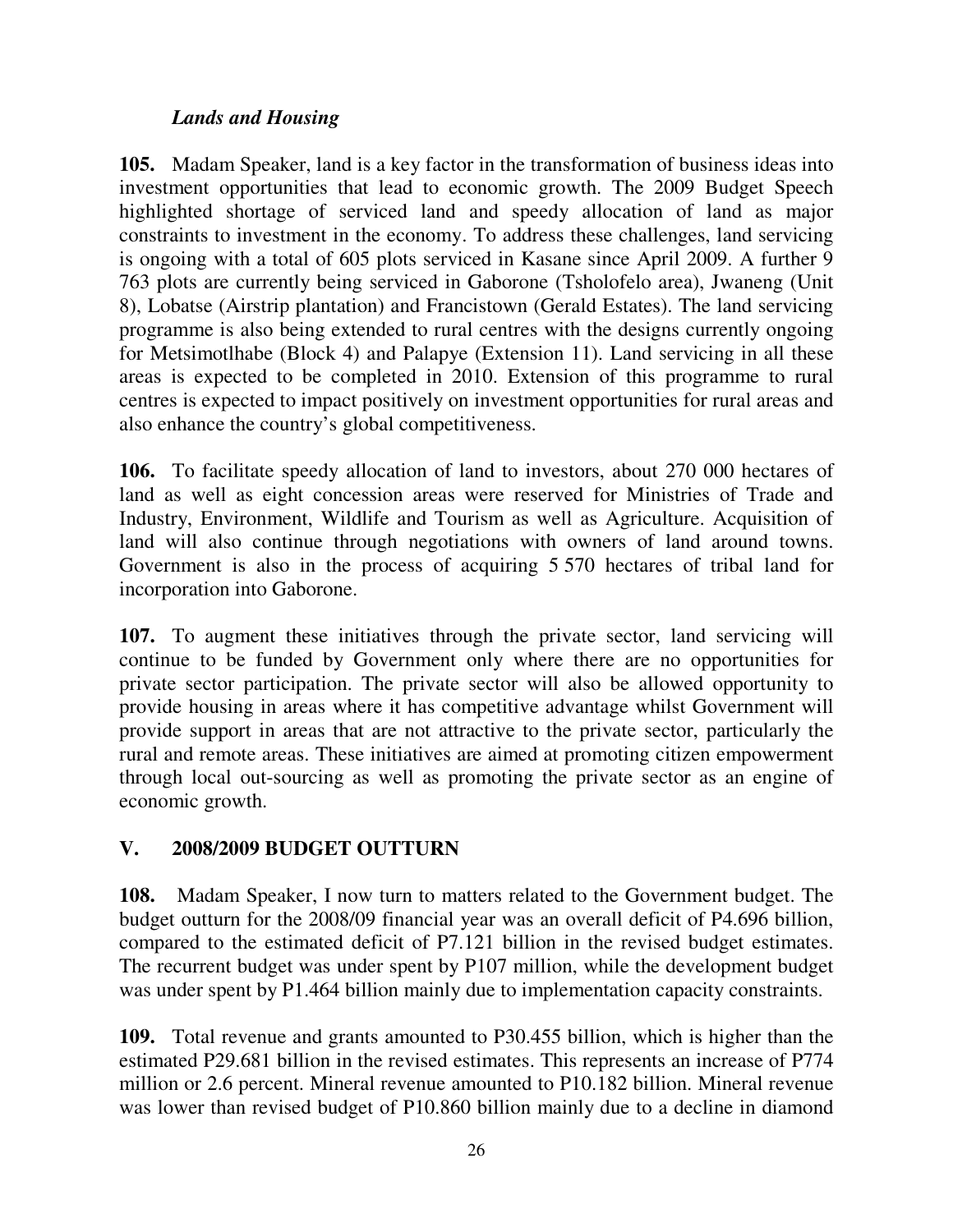### *Lands and Housing*

**105.** Madam Speaker, land is a key factor in the transformation of business ideas into investment opportunities that lead to economic growth. The 2009 Budget Speech highlighted shortage of serviced land and speedy allocation of land as major constraints to investment in the economy. To address these challenges, land servicing is ongoing with a total of 605 plots serviced in Kasane since April 2009. A further 9 763 plots are currently being serviced in Gaborone (Tsholofelo area), Jwaneng (Unit 8), Lobatse (Airstrip plantation) and Francistown (Gerald Estates). The land servicing programme is also being extended to rural centres with the designs currently ongoing for Metsimotlhabe (Block 4) and Palapye (Extension 11). Land servicing in all these areas is expected to be completed in 2010. Extension of this programme to rural centres is expected to impact positively on investment opportunities for rural areas and also enhance the country's global competitiveness.

**106.** To facilitate speedy allocation of land to investors, about 270 000 hectares of land as well as eight concession areas were reserved for Ministries of Trade and Industry, Environment, Wildlife and Tourism as well as Agriculture. Acquisition of land will also continue through negotiations with owners of land around towns. Government is also in the process of acquiring 5 570 hectares of tribal land for incorporation into Gaborone.

**107.** To augment these initiatives through the private sector, land servicing will continue to be funded by Government only where there are no opportunities for private sector participation. The private sector will also be allowed opportunity to provide housing in areas where it has competitive advantage whilst Government will provide support in areas that are not attractive to the private sector, particularly the rural and remote areas. These initiatives are aimed at promoting citizen empowerment through local out-sourcing as well as promoting the private sector as an engine of economic growth.

## V. 2008/2009 BUDGET OUTTURN

**108.** Madam Speaker, I now turn to matters related to the Government budget. The budget outturn for the 2008/09 financial year was an overall deficit of P4.696 billion, compared to the estimated deficit of P7.121 billion in the revised budget estimates. The recurrent budget was under spent by P107 million, while the development budget was under spent by P1.464 billion mainly due to implementation capacity constraints.

**109.** Total revenue and grants amounted to P30.455 billion, which is higher than the estimated P29.681 billion in the revised estimates. This represents an increase of P774 million or 2.6 percent. Mineral revenue amounted to P10.182 billion. Mineral revenue was lower than revised budget of P10.860 billion mainly due to a decline in diamond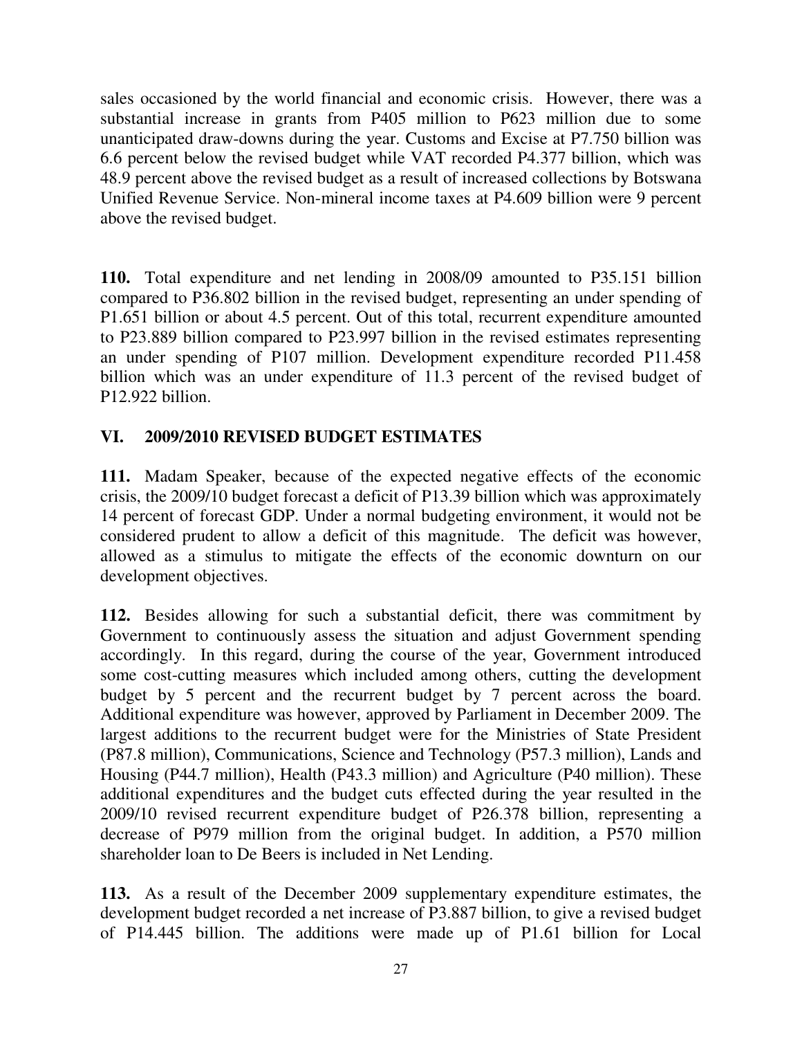sales occasioned by the world financial and economic crisis. However, there was a substantial increase in grants from P405 million to P623 million due to some unanticipated draw-downs during the year. Customs and Excise at P7.750 billion was 6.6 percent below the revised budget while VAT recorded P4.377 billion, which was 48.9 percent above the revised budget as a result of increased collections by Botswana Unified Revenue Service. Non-mineral income taxes at P4.609 billion were 9 percent above the revised budget.

**110.** Total expenditure and net lending in 2008/09 amounted to P35.151 billion compared to P36.802 billion in the revised budget, representing an under spending of P1.651 billion or about 4.5 percent. Out of this total, recurrent expenditure amounted to P23.889 billion compared to P23.997 billion in the revised estimates representing an under spending of P107 million. Development expenditure recorded P11.458 billion which was an under expenditure of 11.3 percent of the revised budget of P12.922 billion.

## VI. 2009/2010 REVISED BUDGET ESTIMATES

**111.** Madam Speaker, because of the expected negative effects of the economic crisis, the 2009/10 budget forecast a deficit of P13.39 billion which was approximately 14 percent of forecast GDP. Under a normal budgeting environment, it would not be considered prudent to allow a deficit of this magnitude. The deficit was however, allowed as a stimulus to mitigate the effects of the economic downturn on our development objectives.

**112.** Besides allowing for such a substantial deficit, there was commitment by Government to continuously assess the situation and adjust Government spending accordingly. In this regard, during the course of the year, Government introduced some cost-cutting measures which included among others, cutting the development budget by 5 percent and the recurrent budget by 7 percent across the board. Additional expenditure was however, approved by Parliament in December 2009. The largest additions to the recurrent budget were for the Ministries of State President (P87.8 million), Communications, Science and Technology (P57.3 million), Lands and Housing (P44.7 million), Health (P43.3 million) and Agriculture (P40 million). These additional expenditures and the budget cuts effected during the year resulted in the 2009/10 revised recurrent expenditure budget of P26.378 billion, representing a decrease of P979 million from the original budget. In addition, a P570 million shareholder loan to De Beers is included in Net Lending.

**113.** As a result of the December 2009 supplementary expenditure estimates, the development budget recorded a net increase of P3.887 billion, to give a revised budget of P14.445 billion. The additions were made up of P1.61 billion for Local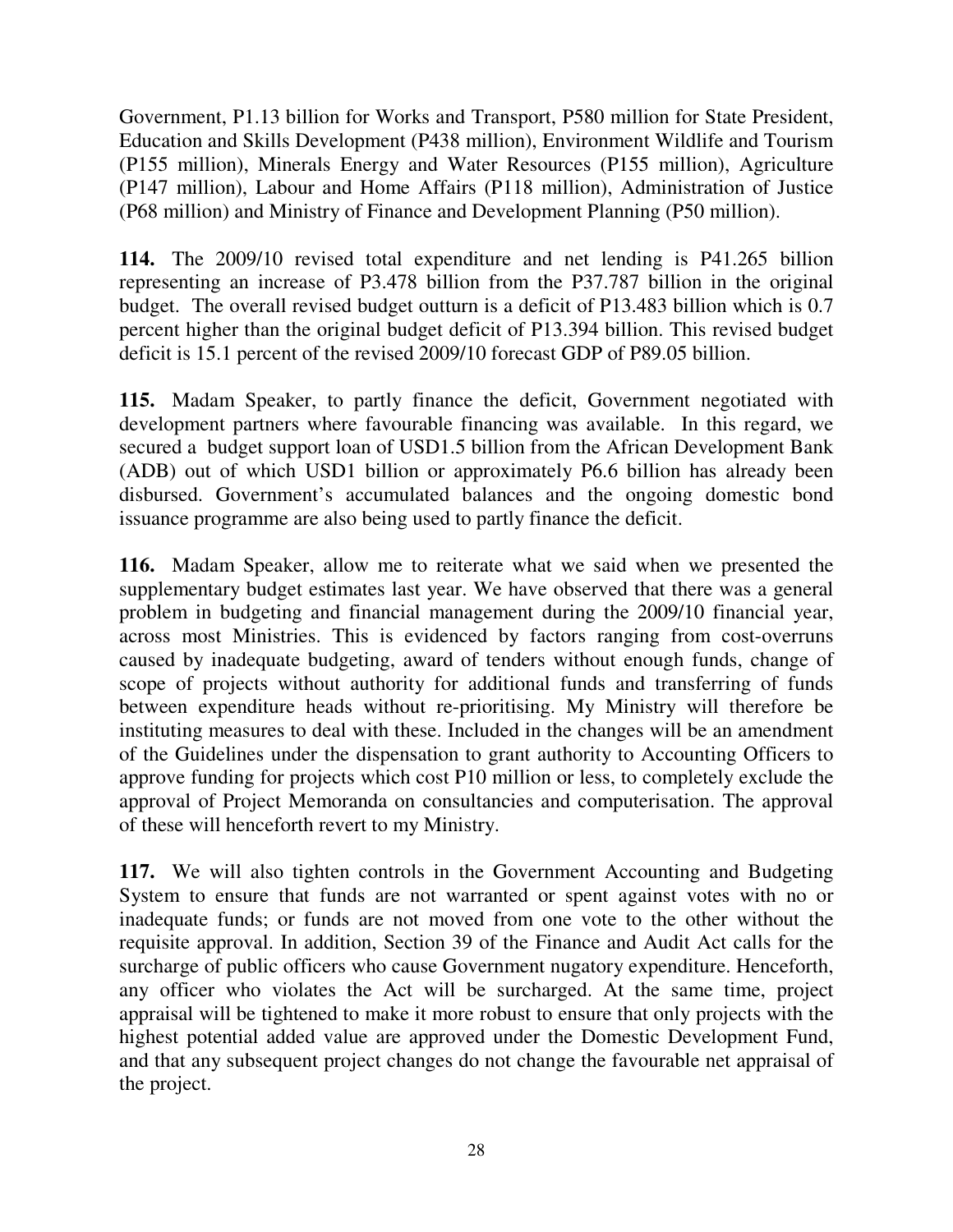Government, P1.13 billion for Works and Transport, P580 million for State President, Education and Skills Development (P438 million), Environment Wildlife and Tourism (P155 million), Minerals Energy and Water Resources (P155 million), Agriculture (P147 million), Labour and Home Affairs (P118 million), Administration of Justice (P68 million) and Ministry of Finance and Development Planning (P50 million).

**114.** The 2009/10 revised total expenditure and net lending is P41.265 billion representing an increase of P3.478 billion from the P37.787 billion in the original budget. The overall revised budget outturn is a deficit of P13.483 billion which is 0.7 percent higher than the original budget deficit of P13.394 billion. This revised budget deficit is 15.1 percent of the revised 2009/10 forecast GDP of P89.05 billion.

**115.** Madam Speaker, to partly finance the deficit, Government negotiated with development partners where favourable financing was available. In this regard, we secured a budget support loan of USD1.5 billion from the African Development Bank (ADB) out of which USD1 billion or approximately P6.6 billion has already been disbursed. Government's accumulated balances and the ongoing domestic bond issuance programme are also being used to partly finance the deficit.

**116.** Madam Speaker, allow me to reiterate what we said when we presented the supplementary budget estimates last year. We have observed that there was a general problem in budgeting and financial management during the 2009/10 financial year, across most Ministries. This is evidenced by factors ranging from cost-overruns caused by inadequate budgeting, award of tenders without enough funds, change of scope of projects without authority for additional funds and transferring of funds between expenditure heads without re-prioritising. My Ministry will therefore be instituting measures to deal with these. Included in the changes will be an amendment of the Guidelines under the dispensation to grant authority to Accounting Officers to approve funding for projects which cost P10 million or less, to completely exclude the approval of Project Memoranda on consultancies and computerisation. The approval of these will henceforth revert to my Ministry.

**117.** We will also tighten controls in the Government Accounting and Budgeting System to ensure that funds are not warranted or spent against votes with no or inadequate funds; or funds are not moved from one vote to the other without the requisite approval. In addition, Section 39 of the Finance and Audit Act calls for the surcharge of public officers who cause Government nugatory expenditure. Henceforth, any officer who violates the Act will be surcharged. At the same time, project appraisal will be tightened to make it more robust to ensure that only projects with the highest potential added value are approved under the Domestic Development Fund, and that any subsequent project changes do not change the favourable net appraisal of the project.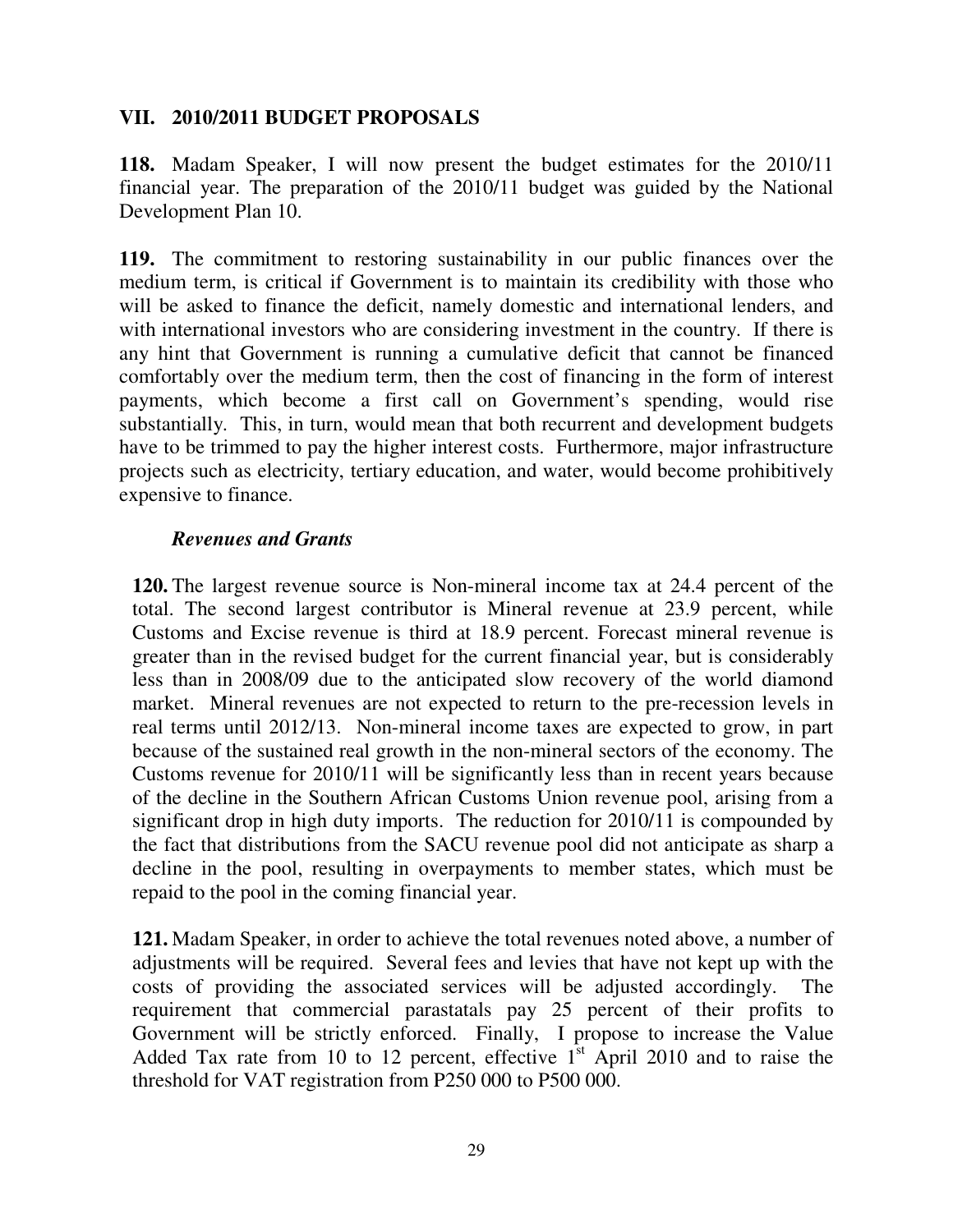## VII. 2010/2011 BUDGET PROPOSALS

**118.** Madam Speaker, I will now present the budget estimates for the 2010/11 financial year. The preparation of the 2010/11 budget was guided by the National Development Plan 10.

**119.** The commitment to restoring sustainability in our public finances over the medium term, is critical if Government is to maintain its credibility with those who will be asked to finance the deficit, namely domestic and international lenders, and with international investors who are considering investment in the country. If there is any hint that Government is running a cumulative deficit that cannot be financed comfortably over the medium term, then the cost of financing in the form of interest payments, which become a first call on Government's spending, would rise substantially. This, in turn, would mean that both recurrent and development budgets have to be trimmed to pay the higher interest costs. Furthermore, major infrastructure projects such as electricity, tertiary education, and water, would become prohibitively expensive to finance.

### *Revenues and Grants*

**120.** The largest revenue source is Non-mineral income tax at 24.4 percent of the total. The second largest contributor is Mineral revenue at 23.9 percent, while Customs and Excise revenue is third at 18.9 percent. Forecast mineral revenue is greater than in the revised budget for the current financial year, but is considerably less than in 2008/09 due to the anticipated slow recovery of the world diamond market. Mineral revenues are not expected to return to the pre-recession levels in real terms until 2012/13. Non-mineral income taxes are expected to grow, in part because of the sustained real growth in the non-mineral sectors of the economy. The Customs revenue for 2010/11 will be significantly less than in recent years because of the decline in the Southern African Customs Union revenue pool, arising from a significant drop in high duty imports. The reduction for 2010/11 is compounded by the fact that distributions from the SACU revenue pool did not anticipate as sharp a decline in the pool, resulting in overpayments to member states, which must be repaid to the pool in the coming financial year.

**121.** Madam Speaker, in order to achieve the total revenues noted above, a number of adjustments will be required. Several fees and levies that have not kept up with the costs of providing the associated services will be adjusted accordingly. The requirement that commercial parastatals pay 25 percent of their profits to Government will be strictly enforced. Finally, I propose to increase the Value Added Tax rate from 10 to 12 percent, effective 1st April 2010 and to raise the threshold for VAT registration from P250 000 to P500 000.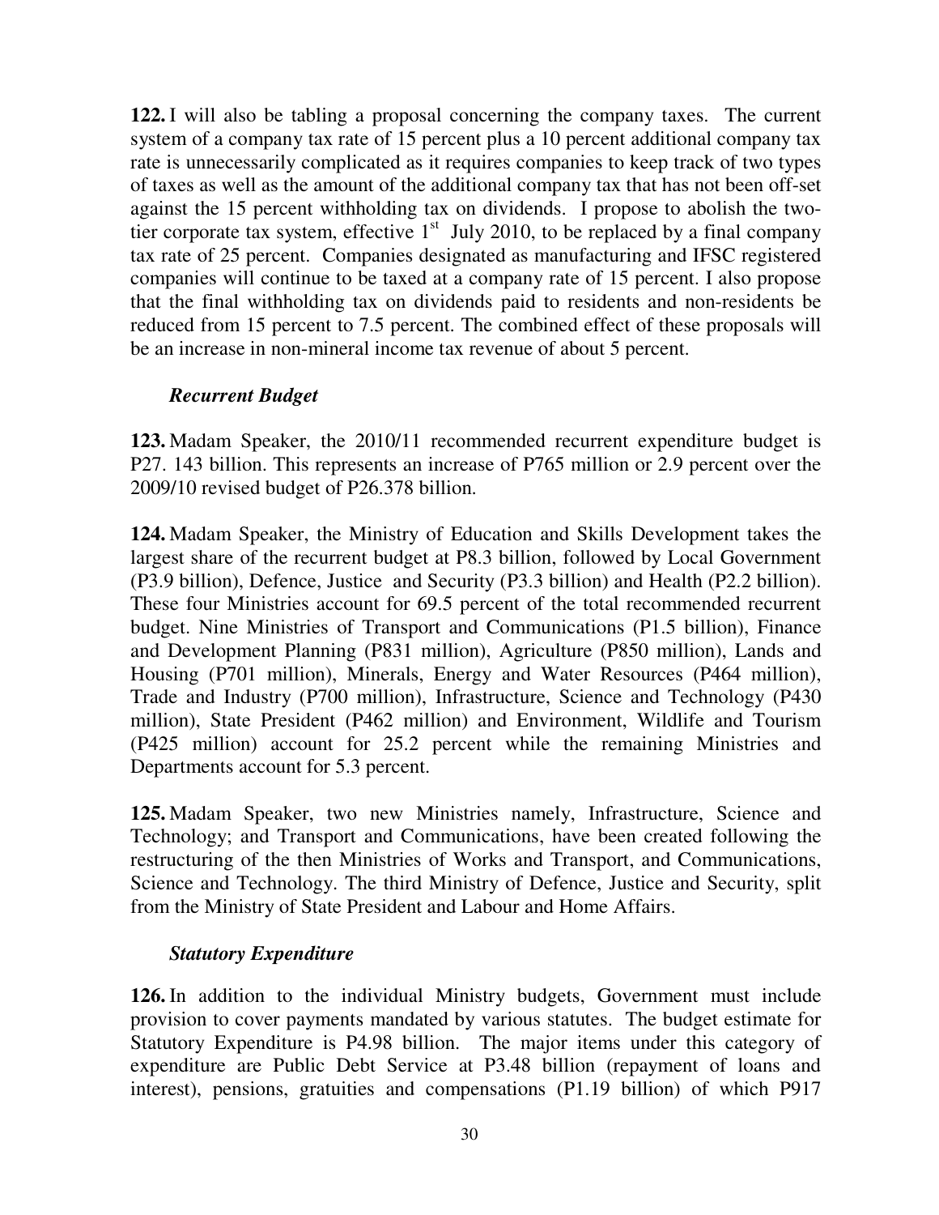**122.** I will also be tabling a proposal concerning the company taxes. The current system of a company tax rate of 15 percent plus a 10 percent additional company tax rate is unnecessarily complicated as it requires companies to keep track of two types of taxes as well as the amount of the additional company tax that has not been off-set against the 15 percent withholding tax on dividends. I propose to abolish the two-tier corporate tax system, effective 1st July 2010, to be replaced by a final company tax rate of 25 percent. Companies designated as manufacturing and IFSC registered companies will continue to be taxed at a company rate of 15 percent. I also propose that the final withholding tax on dividends paid to residents and non-residents be reduced from 15 percent to 7.5 percent. The combined effect of these proposals will be an increase in non-mineral income tax revenue of about 5 percent.

### *Recurrent Budget*

**123.** Madam Speaker, the 2010/11 recommended recurrent expenditure budget is P27. 143 billion. This represents an increase of P765 million or 2.9 percent over the 2009/10 revised budget of P26.378 billion.

**124.** Madam Speaker, the Ministry of Education and Skills Development takes the largest share of the recurrent budget at P8.3 billion, followed by Local Government (P3.9 billion), Defence, Justice and Security (P3.3 billion) and Health (P2.2 billion). These four Ministries account for 69.5 percent of the total recommended recurrent budget. Nine Ministries of Transport and Communications (P1.5 billion), Finance and Development Planning (P831 million), Agriculture (P850 million), Lands and Housing (P701 million), Minerals, Energy and Water Resources (P464 million), Trade and Industry (P700 million), Infrastructure, Science and Technology (P430 million), State President (P462 million) and Environment, Wildlife and Tourism (P425 million) account for 25.2 percent while the remaining Ministries and Departments account for 5.3 percent.

**125.** Madam Speaker, two new Ministries namely, Infrastructure, Science and Technology; and Transport and Communications, have been created following the restructuring of the then Ministries of Works and Transport, and Communications, Science and Technology. The third Ministry of Defence, Justice and Security, split from the Ministry of State President and Labour and Home Affairs.

### *Statutory Expenditure*

**126.** In addition to the individual Ministry budgets, Government must include provision to cover payments mandated by various statutes. The budget estimate for Statutory Expenditure is P4.98 billion. The major items under this category of expenditure are Public Debt Service at P3.48 billion (repayment of loans and interest), pensions, gratuities and compensations (P1.19 billion) of which P917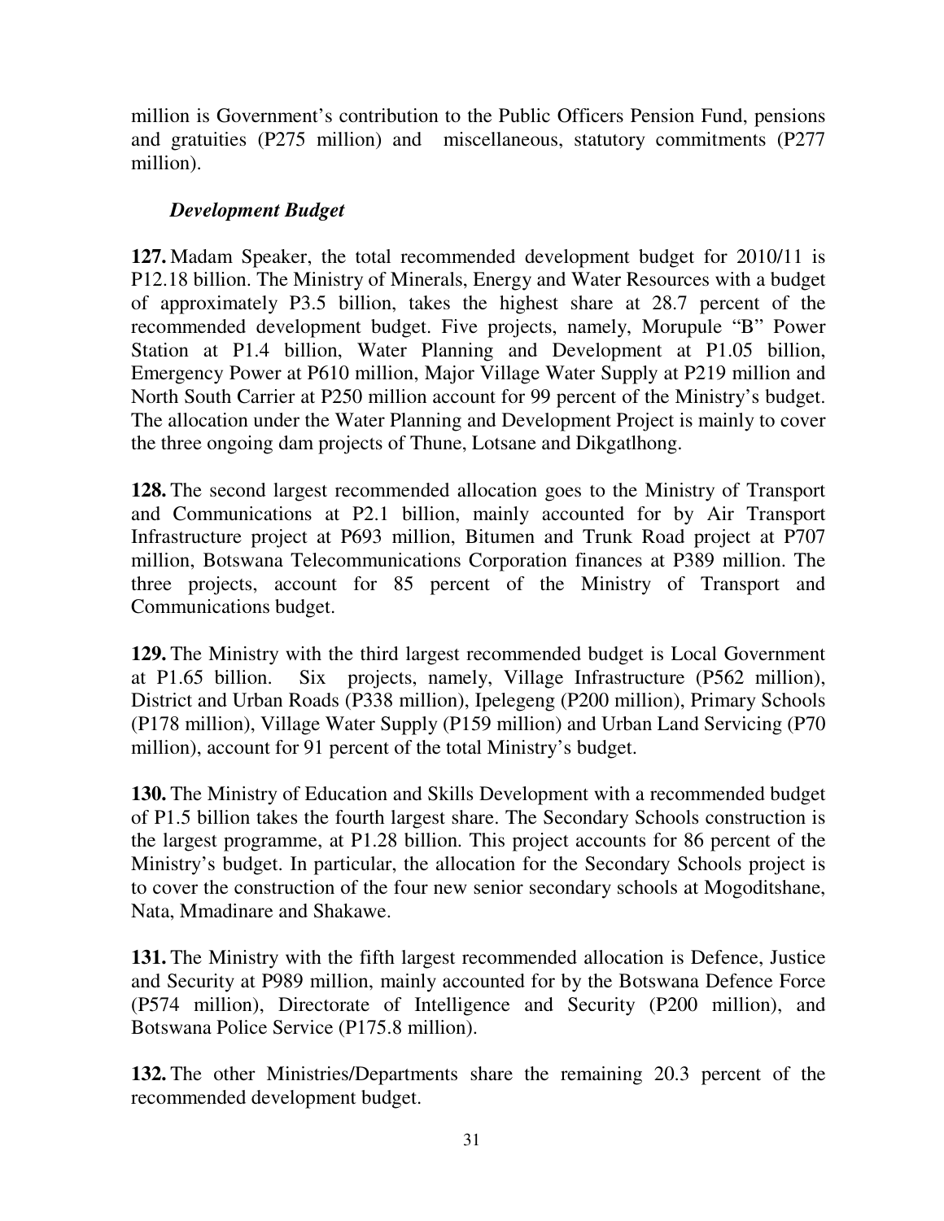million is Government's contribution to the Public Officers Pension Fund, pensions and gratuities (P275 million) and miscellaneous, statutory commitments (P277 million).

### *Development Budget*

**127.** Madam Speaker, the total recommended development budget for 2010/11 is P12.18 billion. The Ministry of Minerals, Energy and Water Resources with a budget of approximately P3.5 billion, takes the highest share at 28.7 percent of the recommended development budget. Five projects, namely, Morupule "B" Power Station at P1.4 billion, Water Planning and Development at P1.05 billion, Emergency Power at P610 million, Major Village Water Supply at P219 million and North South Carrier at P250 million account for 99 percent of the Ministry's budget. The allocation under the Water Planning and Development Project is mainly to cover the three ongoing dam projects of Thune, Lotsane and Dikgatlhong.

**128.** The second largest recommended allocation goes to the Ministry of Transport and Communications at P2.1 billion, mainly accounted for by Air Transport Infrastructure project at P693 million, Bitumen and Trunk Road project at P707 million, Botswana Telecommunications Corporation finances at P389 million. The three projects, account for 85 percent of the Ministry of Transport and Communications budget.

**129.** The Ministry with the third largest recommended budget is Local Government at P1.65 billion. Six projects, namely, Village Infrastructure (P562 million), District and Urban Roads (P338 million), Ipelegeng (P200 million), Primary Schools (P178 million), Village Water Supply (P159 million) and Urban Land Servicing (P70 million), account for 91 percent of the total Ministry's budget.

**130.** The Ministry of Education and Skills Development with a recommended budget of P1.5 billion takes the fourth largest share. The Secondary Schools construction is the largest programme, at P1.28 billion. This project accounts for 86 percent of the Ministry's budget. In particular, the allocation for the Secondary Schools project is to cover the construction of the four new senior secondary schools at Mogoditshane, Nata, Mmadinare and Shakawe.

**131.** The Ministry with the fifth largest recommended allocation is Defence, Justice and Security at P989 million, mainly accounted for by the Botswana Defence Force (P574 million), Directorate of Intelligence and Security (P200 million), and Botswana Police Service (P175.8 million).

**132.** The other Ministries/Departments share the remaining 20.3 percent of the recommended development budget.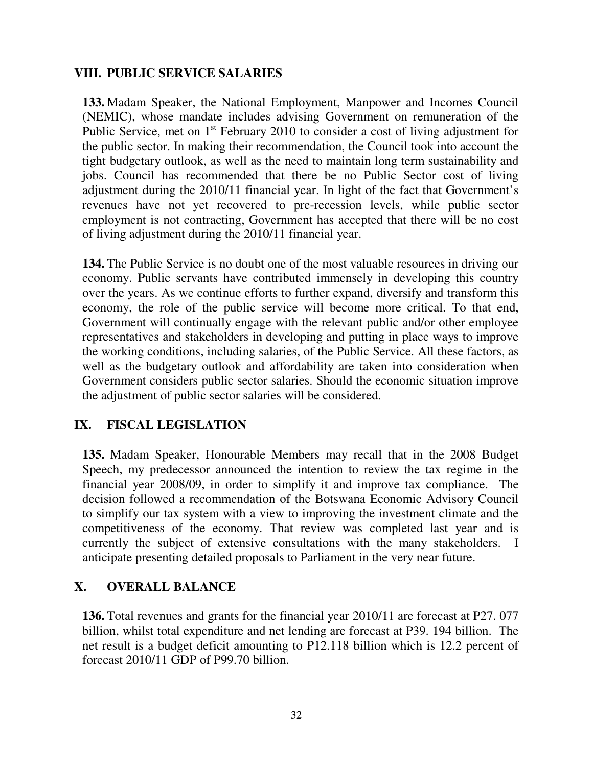## VIII. PUBLIC SERVICE SALARIES

**133.** Madam Speaker, the National Employment, Manpower and Incomes Council (NEMIC), whose mandate includes advising Government on remuneration of the Public Service, met on 1st February 2010 to consider a cost of living adjustment for the public sector. In making their recommendation, the Council took into account the tight budgetary outlook, as well as the need to maintain long term sustainability and jobs. Council has recommended that there be no Public Sector cost of living adjustment during the 2010/11 financial year. In light of the fact that Government's revenues have not yet recovered to pre-recession levels, while public sector employment is not contracting, Government has accepted that there will be no cost of living adjustment during the 2010/11 financial year.

**134.** The Public Service is no doubt one of the most valuable resources in driving our economy. Public servants have contributed immensely in developing this country over the years. As we continue efforts to further expand, diversify and transform this economy, the role of the public service will become more critical. To that end, Government will continually engage with the relevant public and/or other employee representatives and stakeholders in developing and putting in place ways to improve the working conditions, including salaries, of the Public Service. All these factors, as well as the budgetary outlook and affordability are taken into consideration when Government considers public sector salaries. Should the economic situation improve the adjustment of public sector salaries will be considered.

## IX. FISCAL LEGISLATION

**135.** Madam Speaker, Honourable Members may recall that in the 2008 Budget Speech, my predecessor announced the intention to review the tax regime in the financial year 2008/09, in order to simplify it and improve tax compliance. The decision followed a recommendation of the Botswana Economic Advisory Council to simplify our tax system with a view to improving the investment climate and the competitiveness of the economy. That review was completed last year and is currently the subject of extensive consultations with the many stakeholders. I anticipate presenting detailed proposals to Parliament in the very near future.

## X. OVERALL BALANCE

**136.** Total revenues and grants for the financial year 2010/11 are forecast at P27. 077 billion, whilst total expenditure and net lending are forecast at P39. 194 billion. The net result is a budget deficit amounting to P12.118 billion which is 12.2 percent of forecast 2010/11 GDP of P99.70 billion.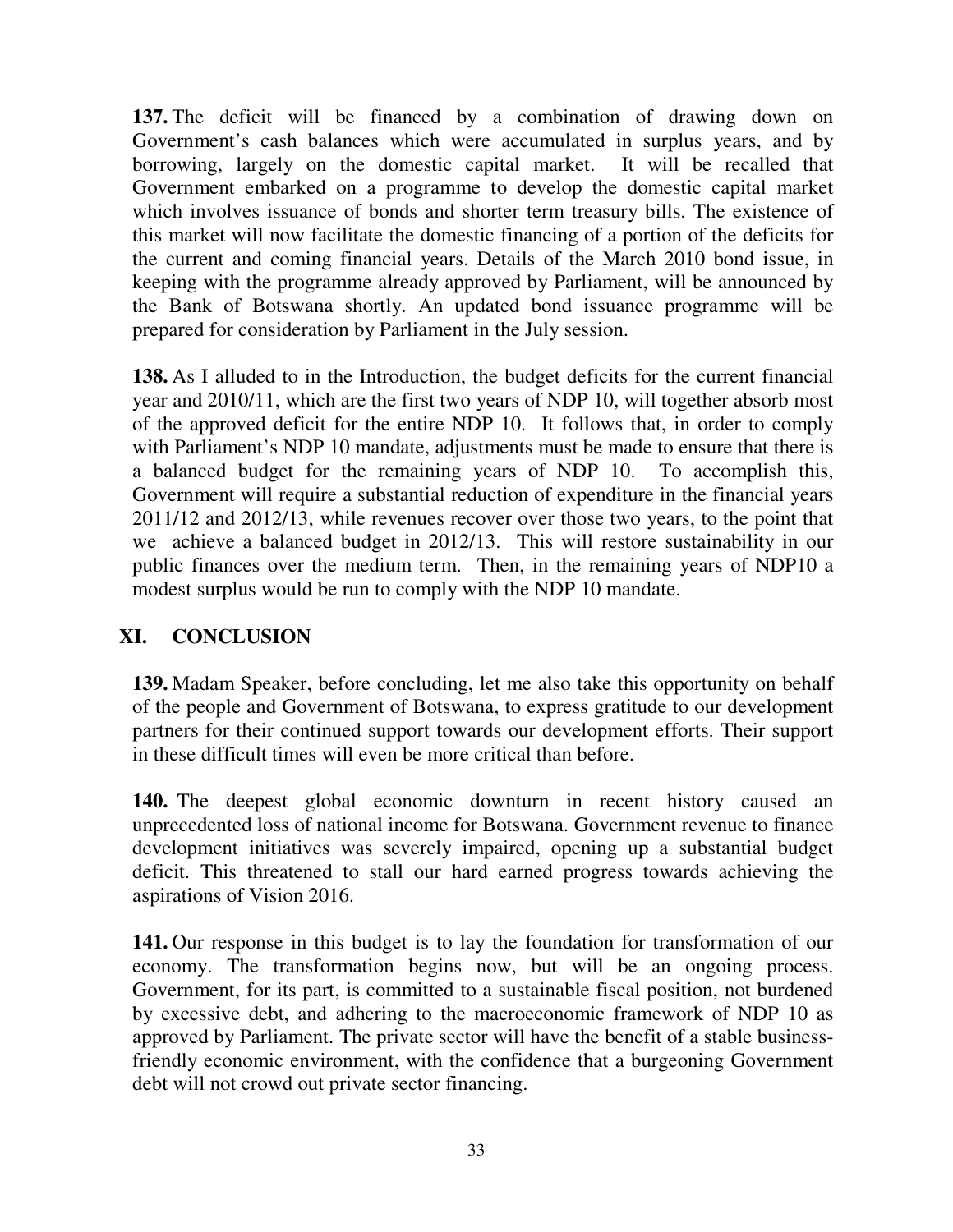**137.** The deficit will be financed by a combination of drawing down on Government's cash balances which were accumulated in surplus years, and by borrowing, largely on the domestic capital market. It will be recalled that Government embarked on a programme to develop the domestic capital market which involves issuance of bonds and shorter term treasury bills. The existence of this market will now facilitate the domestic financing of a portion of the deficits for the current and coming financial years. Details of the March 2010 bond issue, in keeping with the programme already approved by Parliament, will be announced by the Bank of Botswana shortly. An updated bond issuance programme will be prepared for consideration by Parliament in the July session.

**138.** As I alluded to in the Introduction, the budget deficits for the current financial year and 2010/11, which are the first two years of NDP 10, will together absorb most of the approved deficit for the entire NDP 10. It follows that, in order to comply with Parliament's NDP 10 mandate, adjustments must be made to ensure that there is a balanced budget for the remaining years of NDP 10. To accomplish this, Government will require a substantial reduction of expenditure in the financial years 2011/12 and 2012/13, while revenues recover over those two years, to the point that we achieve a balanced budget in 2012/13. This will restore sustainability in our public finances over the medium term. Then, in the remaining years of NDP10 a modest surplus would be run to comply with the NDP 10 mandate.

## XI. CONCLUSION

**139.** Madam Speaker, before concluding, let me also take this opportunity on behalf of the people and Government of Botswana, to express gratitude to our development partners for their continued support towards our development efforts. Their support in these difficult times will even be more critical than before.

**140.** The deepest global economic downturn in recent history caused an unprecedented loss of national income for Botswana. Government revenue to finance development initiatives was severely impaired, opening up a substantial budget deficit. This threatened to stall our hard earned progress towards achieving the aspirations of Vision 2016.

**141.** Our response in this budget is to lay the foundation for transformation of our economy. The transformation begins now, but will be an ongoing process. Government, for its part, is committed to a sustainable fiscal position, not burdened by excessive debt, and adhering to the macroeconomic framework of NDP 10 as approved by Parliament. The private sector will have the benefit of a stable business-friendly economic environment, with the confidence that a burgeoning Government debt will not crowd out private sector financing.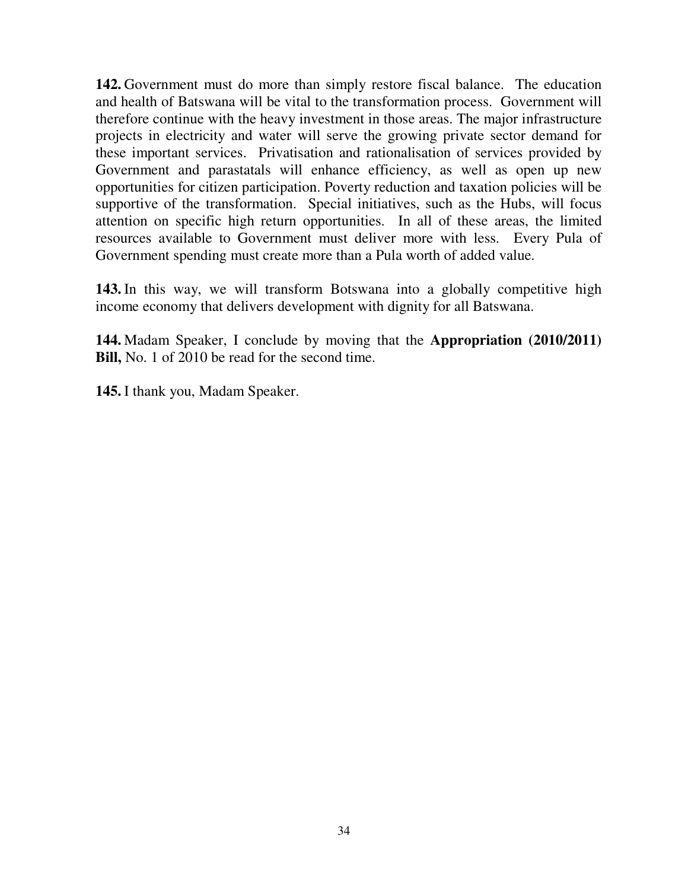**142.** Government must do more than simply restore fiscal balance. The education and health of Batswana will be vital to the transformation process. Government will therefore continue with the heavy investment in those areas. The major infrastructure projects in electricity and water will serve the growing private sector demand for these important services. Privatisation and rationalisation of services provided by Government and parastatals will enhance efficiency, as well as open up new opportunities for citizen participation. Poverty reduction and taxation policies will be supportive of the transformation. Special initiatives, such as the Hubs, will focus attention on specific high return opportunities. In all of these areas, the limited resources available to Government must deliver more with less. Every Pula of Government spending must create more than a Pula worth of added value.

**143.** In this way, we will transform Botswana into a globally competitive high income economy that delivers development with dignity for all Batswana.

**144.** Madam Speaker, I conclude by moving that the **Appropriation (2010/2011) Bill,** No. 1 of 2010 be read for the second time.

**145.** I thank you, Madam Speaker.